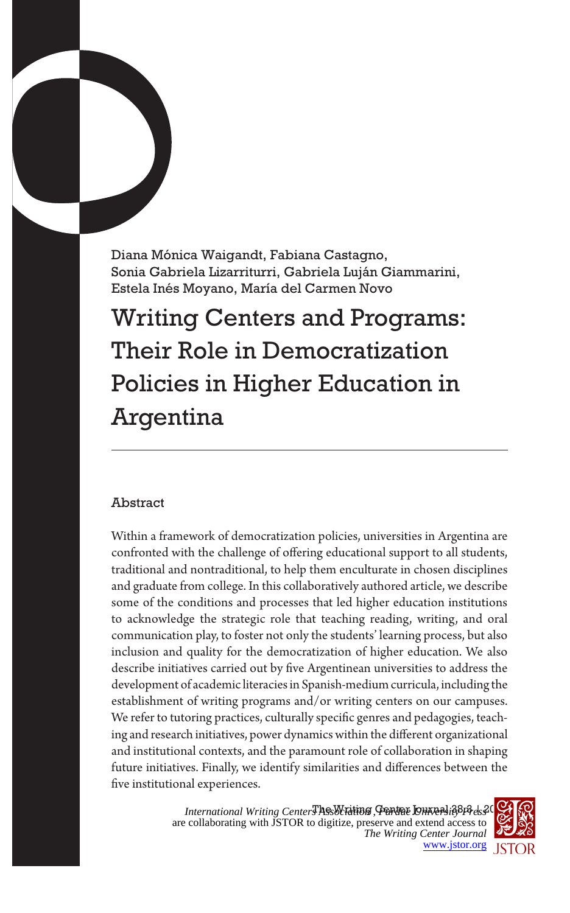Diana Mónica Waigandt, Fabiana Castagno,
Sonia Gabriela Lizarriturri, Gabriela Luján Giammarini,
Estela Inés Moyano, María del Carmen Novo

# Writing Centers and Programs: Their Role in Democratization Policies in Higher Education in Argentina

## Abstract

Within a framework of democratization policies, universities in Argentina are confronted with the challenge of offering educational support to all students, traditional and nontraditional, to help them enculturate in chosen disciplines and graduate from college. In this collaboratively authored article, we describe some of the conditions and processes that led higher education institutions to acknowledge the strategic role that teaching reading, writing, and oral communication play, to foster not only the students' learning process, but also inclusion and quality for the democratization of higher education. We also describe initiatives carried out by five Argentinean universities to address the development of academic literacies in Spanish-medium curricula, including the establishment of writing programs and/or writing centers on our campuses. We refer to tutoring practices, culturally specific genres and pedagogies, teaching and research initiatives, power dynamics within the different organizational and institutional contexts, and the paramount role of collaboration in shaping future initiatives. Finally, we identify similarities and differences between the five institutional experiences.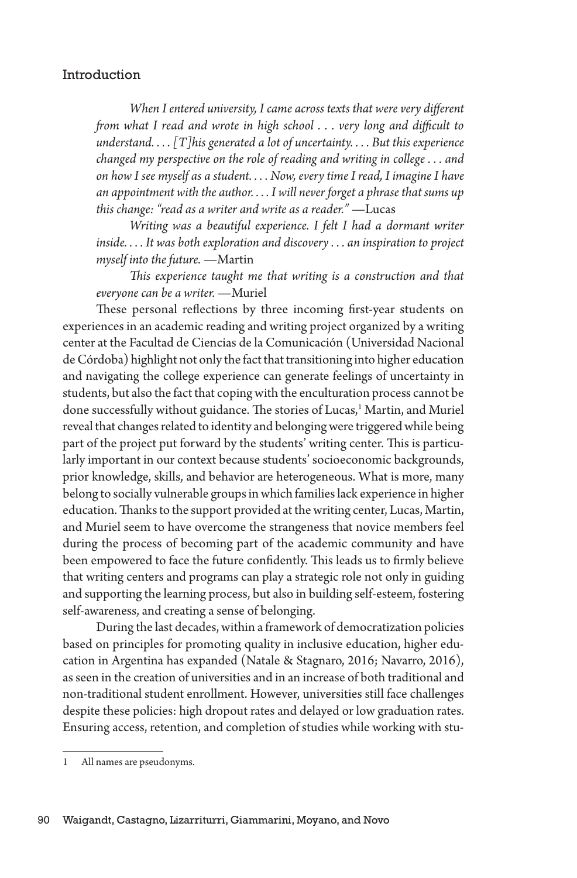## Introduction

> *When I entered university, I came across texts that were very different from what I read and wrote in high school . . . very long and difficult to understand. . . . [T]his generated a lot of uncertainty. . . . But this experience changed my perspective on the role of reading and writing in college . . . and on how I see myself as a student. . . . Now, every time I read, I imagine I have an appointment with the author. . . . I will never forget a phrase that sums up this change: "read as a writer and write as a reader."* —Lucas
>
> *Writing was a beautiful experience. I felt I had a dormant writer inside. . . . It was both exploration and discovery . . . an inspiration to project myself into the future.* —Martin
>
> *This experience taught me that writing is a construction and that everyone can be a writer.* —Muriel

These personal reflections by three incoming first-year students on experiences in an academic reading and writing project organized by a writing center at the Facultad de Ciencias de la Comunicación (Universidad Nacional de Córdoba) highlight not only the fact that transitioning into higher education and navigating the college experience can generate feelings of uncertainty in students, but also the fact that coping with the enculturation process cannot be done successfully without guidance. The stories of Lucas,[1] Martin, and Muriel reveal that changes related to identity and belonging were triggered while being part of the project put forward by the students' writing center. This is particularly important in our context because students' socioeconomic backgrounds, prior knowledge, skills, and behavior are heterogeneous. What is more, many belong to socially vulnerable groups in which families lack experience in higher education. Thanks to the support provided at the writing center, Lucas, Martin, and Muriel seem to have overcome the strangeness that novice members feel during the process of becoming part of the academic community and have been empowered to face the future confidently. This leads us to firmly believe that writing centers and programs can play a strategic role not only in guiding and supporting the learning process, but also in building self-esteem, fostering self-awareness, and creating a sense of belonging.

During the last decades, within a framework of democratization policies based on principles for promoting quality in inclusive education, higher education in Argentina has expanded (Natale & Stagnaro, 2016; Navarro, 2016), as seen in the creation of universities and in an increase of both traditional and non-traditional student enrollment. However, universities still face challenges despite these policies: high dropout rates and delayed or low graduation rates. Ensuring access, retention, and completion of studies while working with stu-

---

[1] All names are pseudonyms.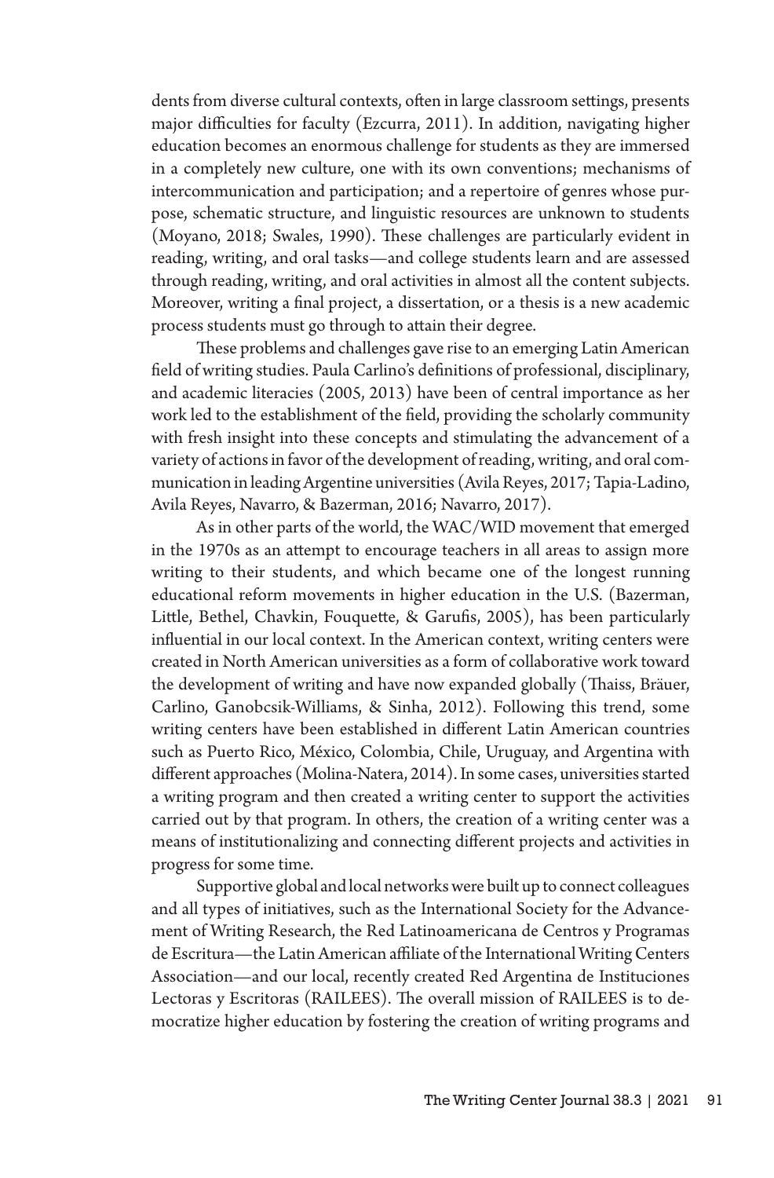dents from diverse cultural contexts, often in large classroom settings, presents major difficulties for faculty (Ezcurra, 2011). In addition, navigating higher education becomes an enormous challenge for students as they are immersed in a completely new culture, one with its own conventions; mechanisms of intercommunication and participation; and a repertoire of genres whose purpose, schematic structure, and linguistic resources are unknown to students (Moyano, 2018; Swales, 1990). These challenges are particularly evident in reading, writing, and oral tasks—and college students learn and are assessed through reading, writing, and oral activities in almost all the content subjects. Moreover, writing a final project, a dissertation, or a thesis is a new academic process students must go through to attain their degree.

These problems and challenges gave rise to an emerging Latin American field of writing studies. Paula Carlino's definitions of professional, disciplinary, and academic literacies (2005, 2013) have been of central importance as her work led to the establishment of the field, providing the scholarly community with fresh insight into these concepts and stimulating the advancement of a variety of actions in favor of the development of reading, writing, and oral communication in leading Argentine universities (Avila Reyes, 2017; Tapia-Ladino, Avila Reyes, Navarro, & Bazerman, 2016; Navarro, 2017).

As in other parts of the world, the WAC/WID movement that emerged in the 1970s as an attempt to encourage teachers in all areas to assign more writing to their students, and which became one of the longest running educational reform movements in higher education in the U.S. (Bazerman, Little, Bethel, Chavkin, Fouquette, & Garufis, 2005), has been particularly influential in our local context. In the American context, writing centers were created in North American universities as a form of collaborative work toward the development of writing and have now expanded globally (Thaiss, Bräuer, Carlino, Ganobcsik-Williams, & Sinha, 2012). Following this trend, some writing centers have been established in different Latin American countries such as Puerto Rico, México, Colombia, Chile, Uruguay, and Argentina with different approaches (Molina-Natera, 2014). In some cases, universities started a writing program and then created a writing center to support the activities carried out by that program. In others, the creation of a writing center was a means of institutionalizing and connecting different projects and activities in progress for some time.

Supportive global and local networks were built up to connect colleagues and all types of initiatives, such as the International Society for the Advancement of Writing Research, the Red Latinoamericana de Centros y Programas de Escritura—the Latin American affiliate of the International Writing Centers Association—and our local, recently created Red Argentina de Instituciones Lectoras y Escritoras (RAILEES). The overall mission of RAILEES is to democratize higher education by fostering the creation of writing programs and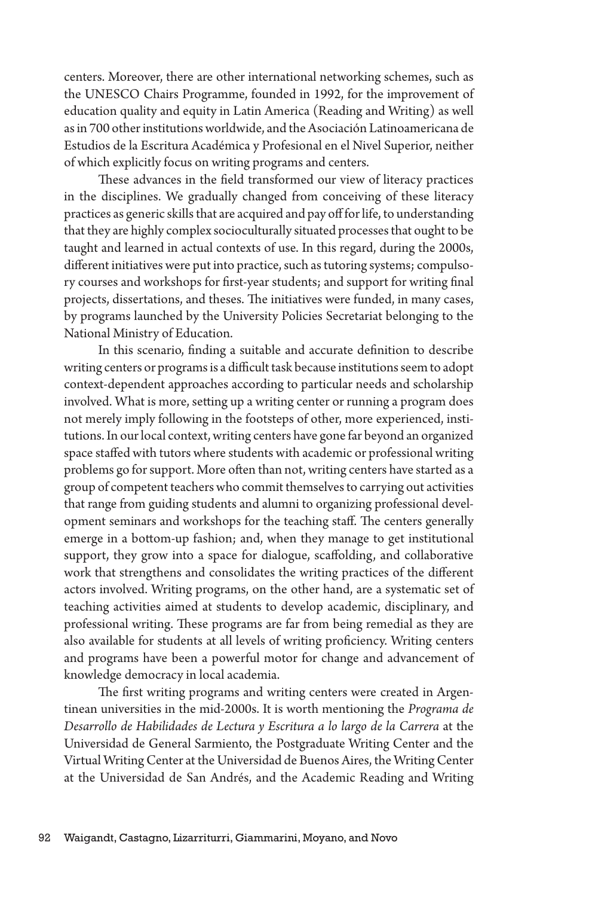centers. Moreover, there are other international networking schemes, such as the UNESCO Chairs Programme, founded in 1992, for the improvement of education quality and equity in Latin America (Reading and Writing) as well as in 700 other institutions worldwide, and the Asociación Latinoamericana de Estudios de la Escritura Académica y Profesional en el Nivel Superior, neither of which explicitly focus on writing programs and centers.

These advances in the field transformed our view of literacy practices in the disciplines. We gradually changed from conceiving of these literacy practices as generic skills that are acquired and pay off for life, to understanding that they are highly complex socioculturally situated processes that ought to be taught and learned in actual contexts of use. In this regard, during the 2000s, different initiatives were put into practice, such as tutoring systems; compulsory courses and workshops for first-year students; and support for writing final projects, dissertations, and theses. The initiatives were funded, in many cases, by programs launched by the University Policies Secretariat belonging to the National Ministry of Education.

In this scenario, finding a suitable and accurate definition to describe writing centers or programs is a difficult task because institutions seem to adopt context-dependent approaches according to particular needs and scholarship involved. What is more, setting up a writing center or running a program does not merely imply following in the footsteps of other, more experienced, institutions. In our local context, writing centers have gone far beyond an organized space staffed with tutors where students with academic or professional writing problems go for support. More often than not, writing centers have started as a group of competent teachers who commit themselves to carrying out activities that range from guiding students and alumni to organizing professional development seminars and workshops for the teaching staff. The centers generally emerge in a bottom-up fashion; and, when they manage to get institutional support, they grow into a space for dialogue, scaffolding, and collaborative work that strengthens and consolidates the writing practices of the different actors involved. Writing programs, on the other hand, are a systematic set of teaching activities aimed at students to develop academic, disciplinary, and professional writing. These programs are far from being remedial as they are also available for students at all levels of writing proficiency. Writing centers and programs have been a powerful motor for change and advancement of knowledge democracy in local academia.

The first writing programs and writing centers were created in Argentinean universities in the mid-2000s. It is worth mentioning the *Programa de Desarrollo de Habilidades de Lectura y Escritura a lo largo de la Carrera* at the Universidad de General Sarmiento, the Postgraduate Writing Center and the Virtual Writing Center at the Universidad de Buenos Aires, the Writing Center at the Universidad de San Andrés, and the Academic Reading and Writing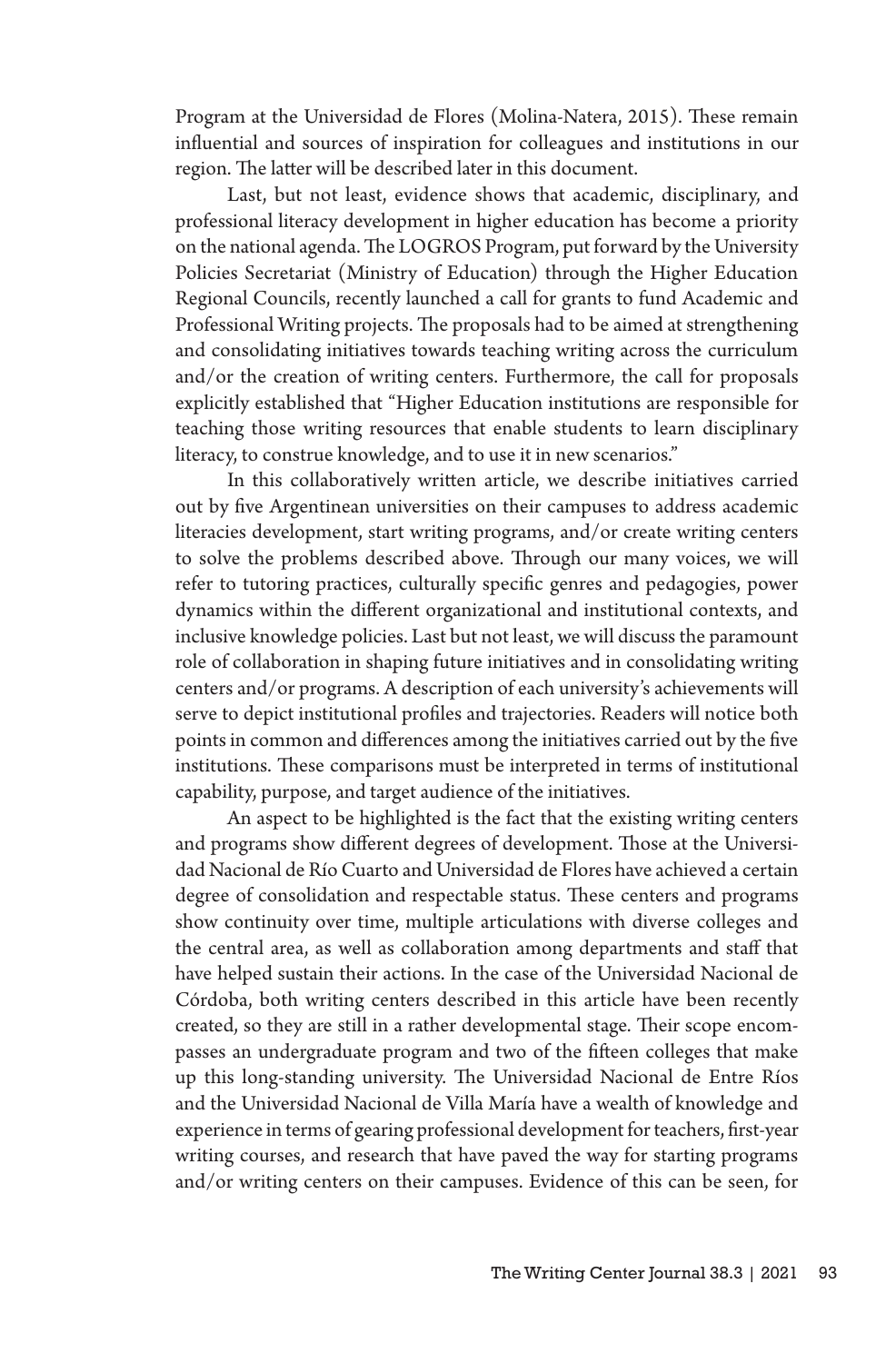Program at the Universidad de Flores (Molina-Natera, 2015). These remain influential and sources of inspiration for colleagues and institutions in our region. The latter will be described later in this document.

Last, but not least, evidence shows that academic, disciplinary, and professional literacy development in higher education has become a priority on the national agenda. The LOGROS Program, put forward by the University Policies Secretariat (Ministry of Education) through the Higher Education Regional Councils, recently launched a call for grants to fund Academic and Professional Writing projects. The proposals had to be aimed at strengthening and consolidating initiatives towards teaching writing across the curriculum and/or the creation of writing centers. Furthermore, the call for proposals explicitly established that "Higher Education institutions are responsible for teaching those writing resources that enable students to learn disciplinary literacy, to construe knowledge, and to use it in new scenarios."

In this collaboratively written article, we describe initiatives carried out by five Argentinean universities on their campuses to address academic literacies development, start writing programs, and/or create writing centers to solve the problems described above. Through our many voices, we will refer to tutoring practices, culturally specific genres and pedagogies, power dynamics within the different organizational and institutional contexts, and inclusive knowledge policies. Last but not least, we will discuss the paramount role of collaboration in shaping future initiatives and in consolidating writing centers and/or programs. A description of each university's achievements will serve to depict institutional profiles and trajectories. Readers will notice both points in common and differences among the initiatives carried out by the five institutions. These comparisons must be interpreted in terms of institutional capability, purpose, and target audience of the initiatives.

An aspect to be highlighted is the fact that the existing writing centers and programs show different degrees of development. Those at the Universidad Nacional de Río Cuarto and Universidad de Flores have achieved a certain degree of consolidation and respectable status. These centers and programs show continuity over time, multiple articulations with diverse colleges and the central area, as well as collaboration among departments and staff that have helped sustain their actions. In the case of the Universidad Nacional de Córdoba, both writing centers described in this article have been recently created, so they are still in a rather developmental stage. Their scope encompasses an undergraduate program and two of the fifteen colleges that make up this long-standing university. The Universidad Nacional de Entre Ríos and the Universidad Nacional de Villa María have a wealth of knowledge and experience in terms of gearing professional development for teachers, first-year writing courses, and research that have paved the way for starting programs and/or writing centers on their campuses. Evidence of this can be seen, for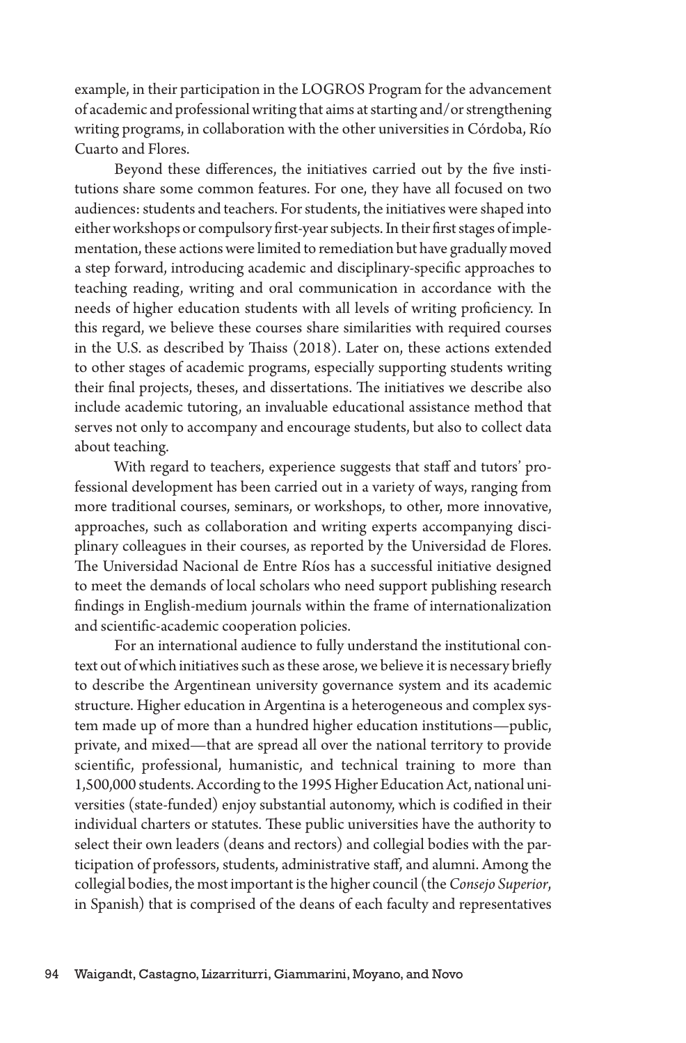example, in their participation in the LOGROS Program for the advancement of academic and professional writing that aims at starting and/or strengthening writing programs, in collaboration with the other universities in Córdoba, Río Cuarto and Flores.

Beyond these differences, the initiatives carried out by the five institutions share some common features. For one, they have all focused on two audiences: students and teachers. For students, the initiatives were shaped into either workshops or compulsory first-year subjects. In their first stages of implementation, these actions were limited to remediation but have gradually moved a step forward, introducing academic and disciplinary-specific approaches to teaching reading, writing and oral communication in accordance with the needs of higher education students with all levels of writing proficiency. In this regard, we believe these courses share similarities with required courses in the U.S. as described by Thaiss (2018). Later on, these actions extended to other stages of academic programs, especially supporting students writing their final projects, theses, and dissertations. The initiatives we describe also include academic tutoring, an invaluable educational assistance method that serves not only to accompany and encourage students, but also to collect data about teaching.

With regard to teachers, experience suggests that staff and tutors' professional development has been carried out in a variety of ways, ranging from more traditional courses, seminars, or workshops, to other, more innovative, approaches, such as collaboration and writing experts accompanying disciplinary colleagues in their courses, as reported by the Universidad de Flores. The Universidad Nacional de Entre Ríos has a successful initiative designed to meet the demands of local scholars who need support publishing research findings in English-medium journals within the frame of internationalization and scientific-academic cooperation policies.

For an international audience to fully understand the institutional context out of which initiatives such as these arose, we believe it is necessary briefly to describe the Argentinean university governance system and its academic structure. Higher education in Argentina is a heterogeneous and complex system made up of more than a hundred higher education institutions—public, private, and mixed—that are spread all over the national territory to provide scientific, professional, humanistic, and technical training to more than 1,500,000 students. According to the 1995 Higher Education Act, national universities (state-funded) enjoy substantial autonomy, which is codified in their individual charters or statutes. These public universities have the authority to select their own leaders (deans and rectors) and collegial bodies with the participation of professors, students, administrative staff, and alumni. Among the collegial bodies, the most important is the higher council (the *Consejo Superior*, in Spanish) that is comprised of the deans of each faculty and representatives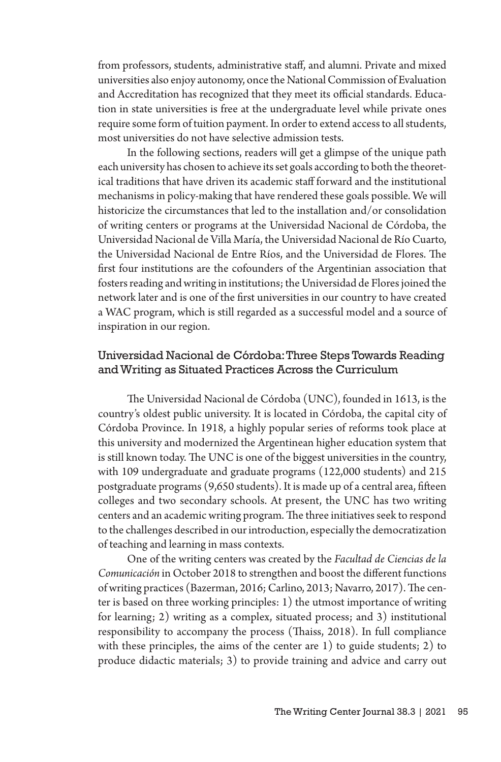from professors, students, administrative staff, and alumni. Private and mixed universities also enjoy autonomy, once the National Commission of Evaluation and Accreditation has recognized that they meet its official standards. Education in state universities is free at the undergraduate level while private ones require some form of tuition payment. In order to extend access to all students, most universities do not have selective admission tests.

In the following sections, readers will get a glimpse of the unique path each university has chosen to achieve its set goals according to both the theoretical traditions that have driven its academic staff forward and the institutional mechanisms in policy-making that have rendered these goals possible. We will historicize the circumstances that led to the installation and/or consolidation of writing centers or programs at the Universidad Nacional de Córdoba, the Universidad Nacional de Villa María, the Universidad Nacional de Río Cuarto, the Universidad Nacional de Entre Ríos, and the Universidad de Flores. The first four institutions are the cofounders of the Argentinian association that fosters reading and writing in institutions; the Universidad de Flores joined the network later and is one of the first universities in our country to have created a WAC program, which is still regarded as a successful model and a source of inspiration in our region.

## Universidad Nacional de Córdoba: Three Steps Towards Reading and Writing as Situated Practices Across the Curriculum

The Universidad Nacional de Córdoba (UNC), founded in 1613, is the country's oldest public university. It is located in Córdoba, the capital city of Córdoba Province. In 1918, a highly popular series of reforms took place at this university and modernized the Argentinean higher education system that is still known today. The UNC is one of the biggest universities in the country, with 109 undergraduate and graduate programs (122,000 students) and 215 postgraduate programs (9,650 students). It is made up of a central area, fifteen colleges and two secondary schools. At present, the UNC has two writing centers and an academic writing program. The three initiatives seek to respond to the challenges described in our introduction, especially the democratization of teaching and learning in mass contexts.

One of the writing centers was created by the *Facultad de Ciencias de la Comunicación* in October 2018 to strengthen and boost the different functions of writing practices (Bazerman, 2016; Carlino, 2013; Navarro, 2017). The center is based on three working principles: 1) the utmost importance of writing for learning; 2) writing as a complex, situated process; and 3) institutional responsibility to accompany the process (Thaiss, 2018). In full compliance with these principles, the aims of the center are 1) to guide students; 2) to produce didactic materials; 3) to provide training and advice and carry out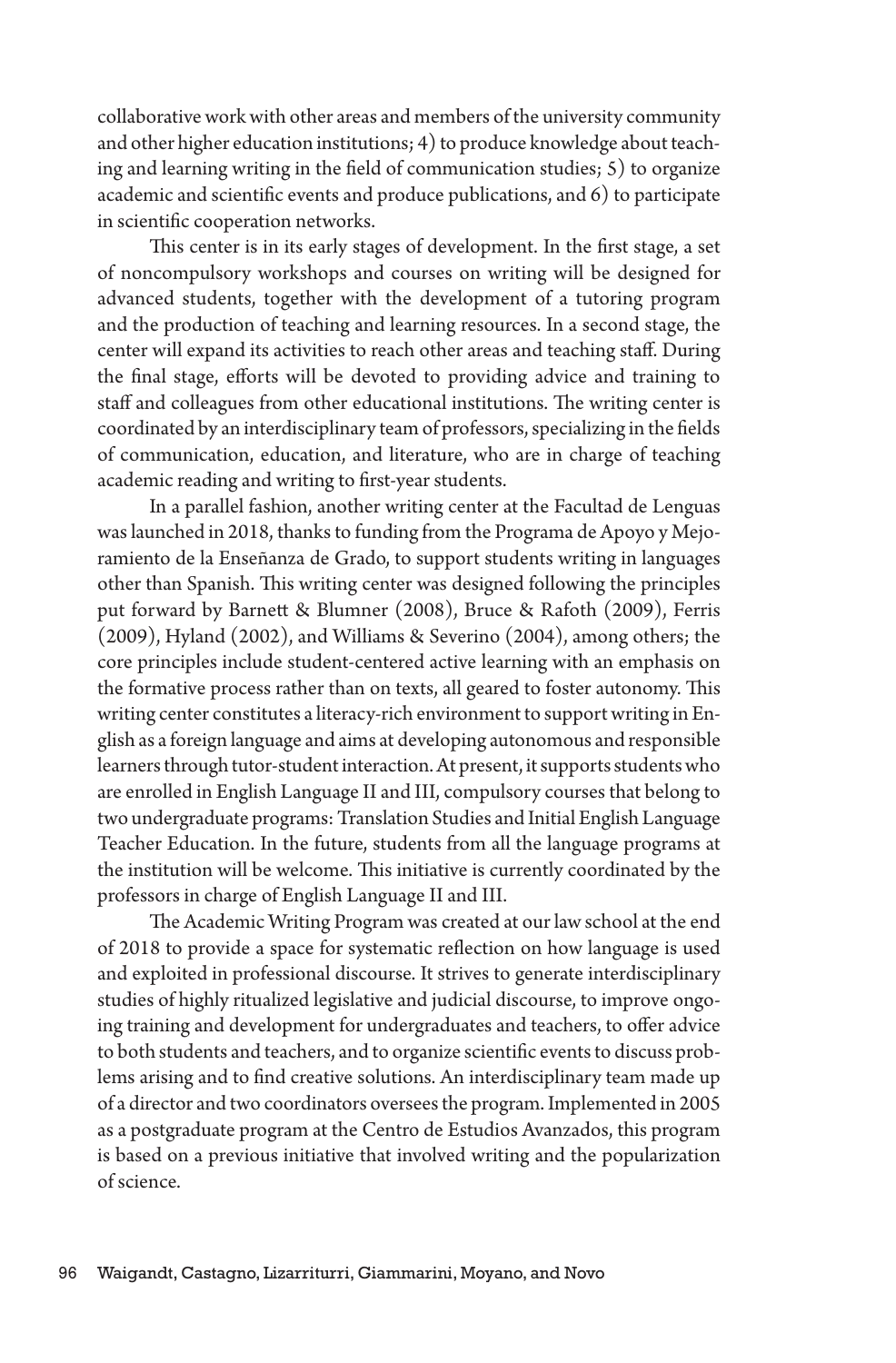collaborative work with other areas and members of the university community and other higher education institutions; 4) to produce knowledge about teaching and learning writing in the field of communication studies; 5) to organize academic and scientific events and produce publications, and 6) to participate in scientific cooperation networks.

This center is in its early stages of development. In the first stage, a set of noncompulsory workshops and courses on writing will be designed for advanced students, together with the development of a tutoring program and the production of teaching and learning resources. In a second stage, the center will expand its activities to reach other areas and teaching staff. During the final stage, efforts will be devoted to providing advice and training to staff and colleagues from other educational institutions. The writing center is coordinated by an interdisciplinary team of professors, specializing in the fields of communication, education, and literature, who are in charge of teaching academic reading and writing to first-year students.

In a parallel fashion, another writing center at the Facultad de Lenguas was launched in 2018, thanks to funding from the Programa de Apoyo y Mejoramiento de la Enseñanza de Grado, to support students writing in languages other than Spanish. This writing center was designed following the principles put forward by Barnett & Blumner (2008), Bruce & Rafoth (2009), Ferris (2009), Hyland (2002), and Williams & Severino (2004), among others; the core principles include student-centered active learning with an emphasis on the formative process rather than on texts, all geared to foster autonomy. This writing center constitutes a literacy-rich environment to support writing in English as a foreign language and aims at developing autonomous and responsible learners through tutor-student interaction. At present, it supports students who are enrolled in English Language II and III, compulsory courses that belong to two undergraduate programs: Translation Studies and Initial English Language Teacher Education. In the future, students from all the language programs at the institution will be welcome. This initiative is currently coordinated by the professors in charge of English Language II and III.

The Academic Writing Program was created at our law school at the end of 2018 to provide a space for systematic reflection on how language is used and exploited in professional discourse. It strives to generate interdisciplinary studies of highly ritualized legislative and judicial discourse, to improve ongoing training and development for undergraduates and teachers, to offer advice to both students and teachers, and to organize scientific events to discuss problems arising and to find creative solutions. An interdisciplinary team made up of a director and two coordinators oversees the program. Implemented in 2005 as a postgraduate program at the Centro de Estudios Avanzados, this program is based on a previous initiative that involved writing and the popularization of science.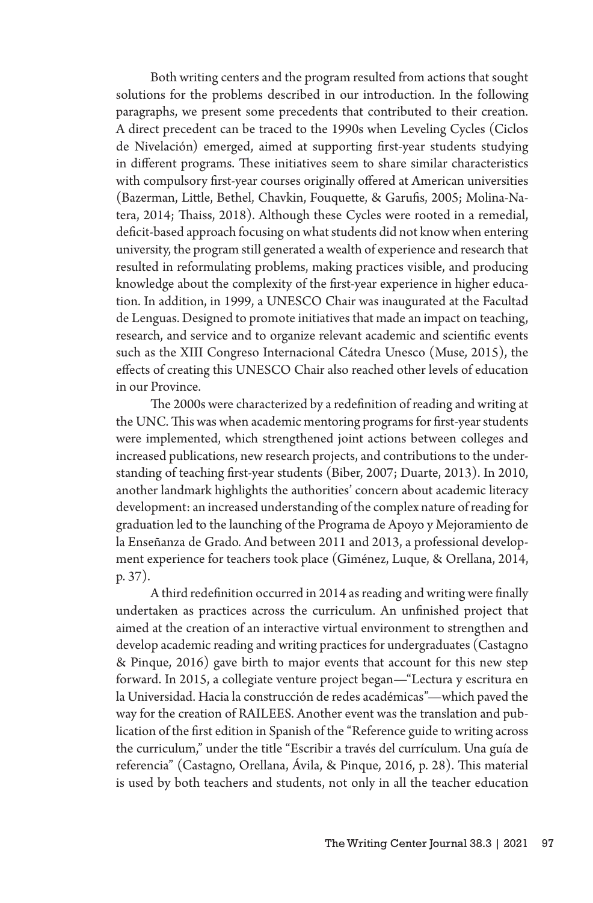Both writing centers and the program resulted from actions that sought solutions for the problems described in our introduction. In the following paragraphs, we present some precedents that contributed to their creation. A direct precedent can be traced to the 1990s when Leveling Cycles (Ciclos de Nivelación) emerged, aimed at supporting first-year students studying in different programs. These initiatives seem to share similar characteristics with compulsory first-year courses originally offered at American universities (Bazerman, Little, Bethel, Chavkin, Fouquette, & Garufis, 2005; Molina-Natera, 2014; Thaiss, 2018). Although these Cycles were rooted in a remedial, deficit-based approach focusing on what students did not know when entering university, the program still generated a wealth of experience and research that resulted in reformulating problems, making practices visible, and producing knowledge about the complexity of the first-year experience in higher education. In addition, in 1999, a UNESCO Chair was inaugurated at the Facultad de Lenguas. Designed to promote initiatives that made an impact on teaching, research, and service and to organize relevant academic and scientific events such as the XIII Congreso Internacional Cátedra Unesco (Muse, 2015), the effects of creating this UNESCO Chair also reached other levels of education in our Province.

The 2000s were characterized by a redefinition of reading and writing at the UNC. This was when academic mentoring programs for first-year students were implemented, which strengthened joint actions between colleges and increased publications, new research projects, and contributions to the understanding of teaching first-year students (Biber, 2007; Duarte, 2013). In 2010, another landmark highlights the authorities' concern about academic literacy development: an increased understanding of the complex nature of reading for graduation led to the launching of the Programa de Apoyo y Mejoramiento de la Enseñanza de Grado. And between 2011 and 2013, a professional development experience for teachers took place (Giménez, Luque, & Orellana, 2014, p. 37).

A third redefinition occurred in 2014 as reading and writing were finally undertaken as practices across the curriculum. An unfinished project that aimed at the creation of an interactive virtual environment to strengthen and develop academic reading and writing practices for undergraduates (Castagno & Pinque, 2016) gave birth to major events that account for this new step forward. In 2015, a collegiate venture project began—"Lectura y escritura en la Universidad. Hacia la construcción de redes académicas"—which paved the way for the creation of RAILEES. Another event was the translation and publication of the first edition in Spanish of the "Reference guide to writing across the curriculum," under the title "Escribir a través del currículum. Una guía de referencia" (Castagno, Orellana, Ávila, & Pinque, 2016, p. 28). This material is used by both teachers and students, not only in all the teacher education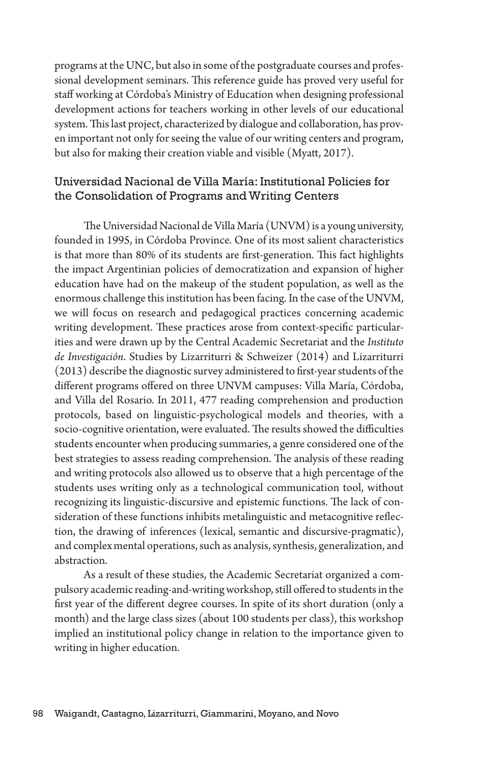programs at the UNC, but also in some of the postgraduate courses and professional development seminars. This reference guide has proved very useful for staff working at Córdoba's Ministry of Education when designing professional development actions for teachers working in other levels of our educational system. This last project, characterized by dialogue and collaboration, has proven important not only for seeing the value of our writing centers and program, but also for making their creation viable and visible (Myatt, 2017).

### Universidad Nacional de Villa María: Institutional Policies for the Consolidation of Programs and Writing Centers

The Universidad Nacional de Villa María (UNVM) is a young university, founded in 1995, in Córdoba Province. One of its most salient characteristics is that more than 80% of its students are first-generation. This fact highlights the impact Argentinian policies of democratization and expansion of higher education have had on the makeup of the student population, as well as the enormous challenge this institution has been facing. In the case of the UNVM, we will focus on research and pedagogical practices concerning academic writing development. These practices arose from context-specific particularities and were drawn up by the Central Academic Secretariat and the *Instituto de Investigación*. Studies by Lizarriturri & Schweizer (2014) and Lizarriturri (2013) describe the diagnostic survey administered to first-year students of the different programs offered on three UNVM campuses: Villa María, Córdoba, and Villa del Rosario. In 2011, 477 reading comprehension and production protocols, based on linguistic-psychological models and theories, with a socio-cognitive orientation, were evaluated. The results showed the difficulties students encounter when producing summaries, a genre considered one of the best strategies to assess reading comprehension. The analysis of these reading and writing protocols also allowed us to observe that a high percentage of the students uses writing only as a technological communication tool, without recognizing its linguistic-discursive and epistemic functions. The lack of consideration of these functions inhibits metalinguistic and metacognitive reflection, the drawing of inferences (lexical, semantic and discursive-pragmatic), and complex mental operations, such as analysis, synthesis, generalization, and abstraction.

As a result of these studies, the Academic Secretariat organized a compulsory academic reading-and-writing workshop, still offered to students in the first year of the different degree courses. In spite of its short duration (only a month) and the large class sizes (about 100 students per class), this workshop implied an institutional policy change in relation to the importance given to writing in higher education.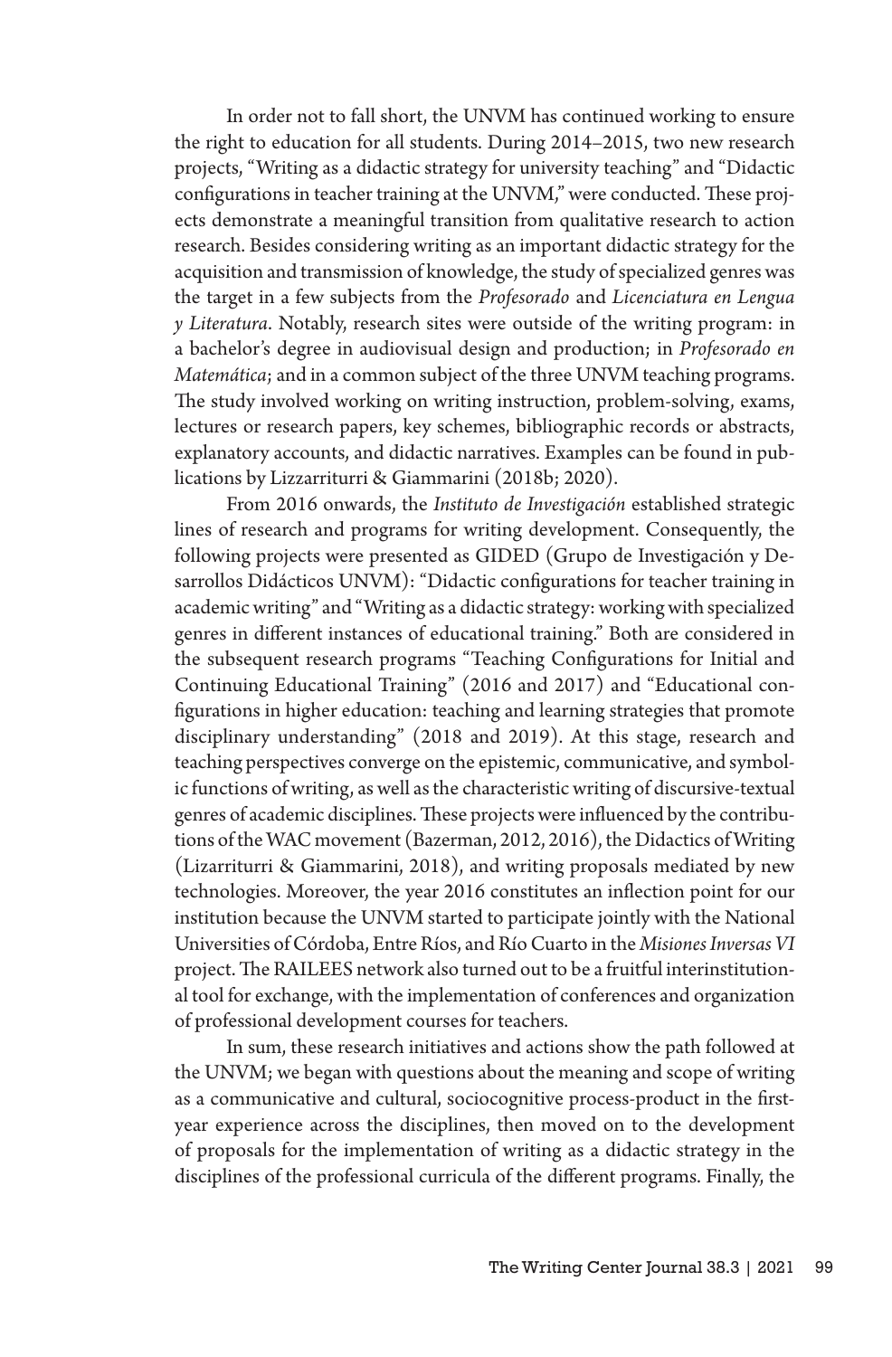In order not to fall short, the UNVM has continued working to ensure the right to education for all students. During 2014–2015, two new research projects, "Writing as a didactic strategy for university teaching" and "Didactic configurations in teacher training at the UNVM," were conducted. These projects demonstrate a meaningful transition from qualitative research to action research. Besides considering writing as an important didactic strategy for the acquisition and transmission of knowledge, the study of specialized genres was the target in a few subjects from the *Profesorado* and *Licenciatura en Lengua y Literatura*. Notably, research sites were outside of the writing program: in a bachelor's degree in audiovisual design and production; in *Profesorado en Matemática*; and in a common subject of the three UNVM teaching programs. The study involved working on writing instruction, problem-solving, exams, lectures or research papers, key schemes, bibliographic records or abstracts, explanatory accounts, and didactic narratives. Examples can be found in publications by Lizzarriturri & Giammarini (2018b; 2020).

From 2016 onwards, the *Instituto de Investigación* established strategic lines of research and programs for writing development. Consequently, the following projects were presented as GIDED (Grupo de Investigación y Desarrollos Didácticos UNVM): "Didactic configurations for teacher training in academic writing" and "Writing as a didactic strategy: working with specialized genres in different instances of educational training." Both are considered in the subsequent research programs "Teaching Configurations for Initial and Continuing Educational Training" (2016 and 2017) and "Educational configurations in higher education: teaching and learning strategies that promote disciplinary understanding" (2018 and 2019). At this stage, research and teaching perspectives converge on the epistemic, communicative, and symbolic functions of writing, as well as the characteristic writing of discursive-textual genres of academic disciplines. These projects were influenced by the contributions of the WAC movement (Bazerman, 2012, 2016), the Didactics of Writing (Lizarriturri & Giammarini, 2018), and writing proposals mediated by new technologies. Moreover, the year 2016 constitutes an inflection point for our institution because the UNVM started to participate jointly with the National Universities of Córdoba, Entre Ríos, and Río Cuarto in the *Misiones Inversas VI* project. The RAILEES network also turned out to be a fruitful interinstitutional tool for exchange, with the implementation of conferences and organization of professional development courses for teachers.

In sum, these research initiatives and actions show the path followed at the UNVM; we began with questions about the meaning and scope of writing as a communicative and cultural, sociocognitive process-product in the first-year experience across the disciplines, then moved on to the development of proposals for the implementation of writing as a didactic strategy in the disciplines of the professional curricula of the different programs. Finally, the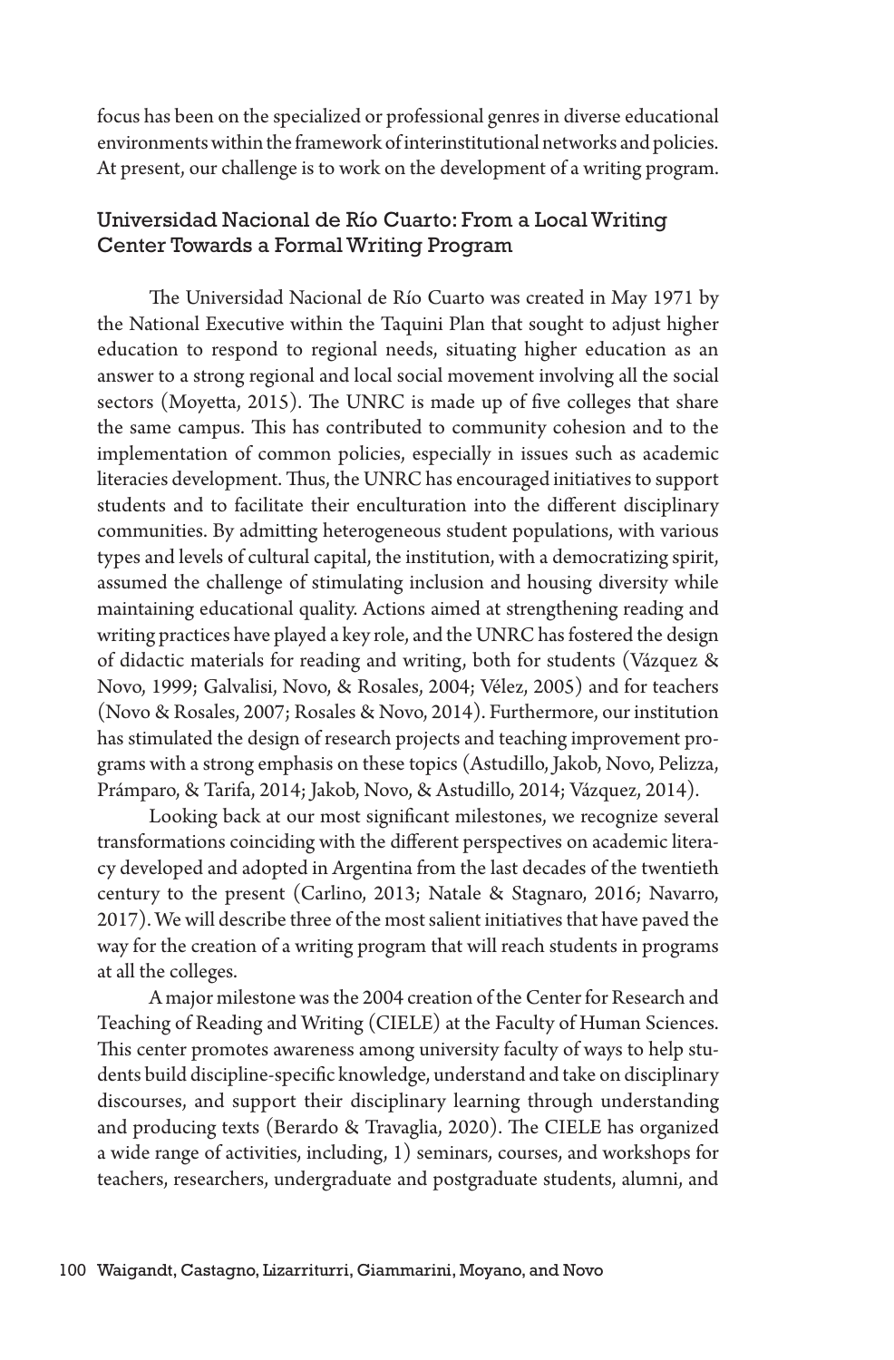focus has been on the specialized or professional genres in diverse educational environments within the framework of interinstitutional networks and policies. At present, our challenge is to work on the development of a writing program.

## Universidad Nacional de Río Cuarto: From a Local Writing Center Towards a Formal Writing Program

The Universidad Nacional de Río Cuarto was created in May 1971 by the National Executive within the Taquini Plan that sought to adjust higher education to respond to regional needs, situating higher education as an answer to a strong regional and local social movement involving all the social sectors (Moyetta, 2015). The UNRC is made up of five colleges that share the same campus. This has contributed to community cohesion and to the implementation of common policies, especially in issues such as academic literacies development. Thus, the UNRC has encouraged initiatives to support students and to facilitate their enculturation into the different disciplinary communities. By admitting heterogeneous student populations, with various types and levels of cultural capital, the institution, with a democratizing spirit, assumed the challenge of stimulating inclusion and housing diversity while maintaining educational quality. Actions aimed at strengthening reading and writing practices have played a key role, and the UNRC has fostered the design of didactic materials for reading and writing, both for students (Vázquez & Novo, 1999; Galvalisi, Novo, & Rosales, 2004; Vélez, 2005) and for teachers (Novo & Rosales, 2007; Rosales & Novo, 2014). Furthermore, our institution has stimulated the design of research projects and teaching improvement programs with a strong emphasis on these topics (Astudillo, Jakob, Novo, Pelizza, Prámparo, & Tarifa, 2014; Jakob, Novo, & Astudillo, 2014; Vázquez, 2014).

Looking back at our most significant milestones, we recognize several transformations coinciding with the different perspectives on academic literacy developed and adopted in Argentina from the last decades of the twentieth century to the present (Carlino, 2013; Natale & Stagnaro, 2016; Navarro, 2017). We will describe three of the most salient initiatives that have paved the way for the creation of a writing program that will reach students in programs at all the colleges.

A major milestone was the 2004 creation of the Center for Research and Teaching of Reading and Writing (CIELE) at the Faculty of Human Sciences. This center promotes awareness among university faculty of ways to help students build discipline-specific knowledge, understand and take on disciplinary discourses, and support their disciplinary learning through understanding and producing texts (Berardo & Travaglia, 2020). The CIELE has organized a wide range of activities, including, 1) seminars, courses, and workshops for teachers, researchers, undergraduate and postgraduate students, alumni, and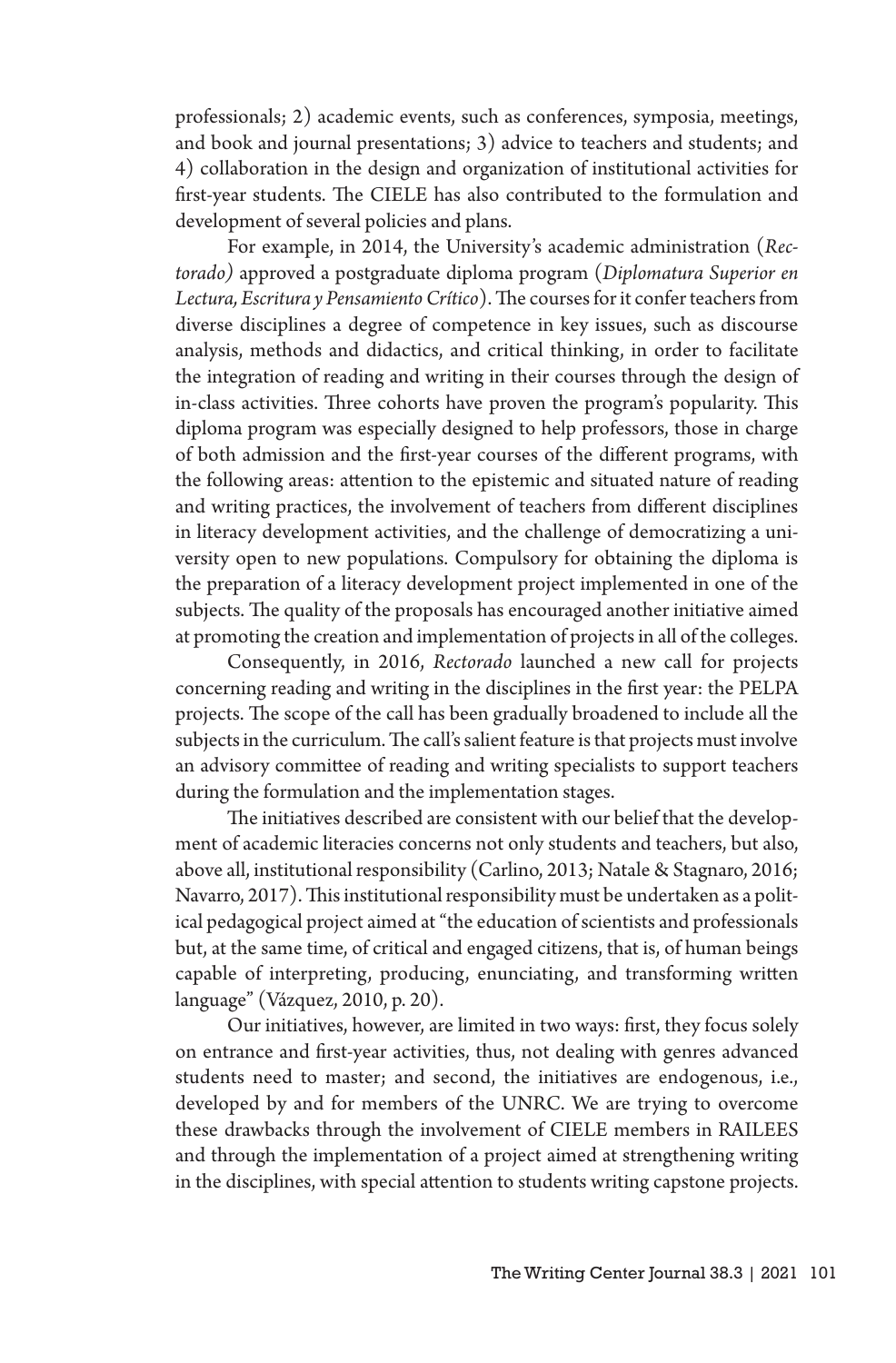professionals; 2) academic events, such as conferences, symposia, meetings, and book and journal presentations; 3) advice to teachers and students; and 4) collaboration in the design and organization of institutional activities for first-year students. The CIELE has also contributed to the formulation and development of several policies and plans.

For example, in 2014, the University's academic administration (*Rectorado)* approved a postgraduate diploma program (*Diplomatura Superior en Lectura, Escritura y Pensamiento Crítico*). The courses for it confer teachers from diverse disciplines a degree of competence in key issues, such as discourse analysis, methods and didactics, and critical thinking, in order to facilitate the integration of reading and writing in their courses through the design of in-class activities. Three cohorts have proven the program's popularity. This diploma program was especially designed to help professors, those in charge of both admission and the first-year courses of the different programs, with the following areas: attention to the epistemic and situated nature of reading and writing practices, the involvement of teachers from different disciplines in literacy development activities, and the challenge of democratizing a university open to new populations. Compulsory for obtaining the diploma is the preparation of a literacy development project implemented in one of the subjects. The quality of the proposals has encouraged another initiative aimed at promoting the creation and implementation of projects in all of the colleges.

Consequently, in 2016, *Rectorado* launched a new call for projects concerning reading and writing in the disciplines in the first year: the PELPA projects. The scope of the call has been gradually broadened to include all the subjects in the curriculum. The call's salient feature is that projects must involve an advisory committee of reading and writing specialists to support teachers during the formulation and the implementation stages.

The initiatives described are consistent with our belief that the development of academic literacies concerns not only students and teachers, but also, above all, institutional responsibility (Carlino, 2013; Natale & Stagnaro, 2016; Navarro, 2017). This institutional responsibility must be undertaken as a political pedagogical project aimed at "the education of scientists and professionals but, at the same time, of critical and engaged citizens, that is, of human beings capable of interpreting, producing, enunciating, and transforming written language" (Vázquez, 2010, p. 20).

Our initiatives, however, are limited in two ways: first, they focus solely on entrance and first-year activities, thus, not dealing with genres advanced students need to master; and second, the initiatives are endogenous, i.e., developed by and for members of the UNRC. We are trying to overcome these drawbacks through the involvement of CIELE members in RAILEES and through the implementation of a project aimed at strengthening writing in the disciplines, with special attention to students writing capstone projects.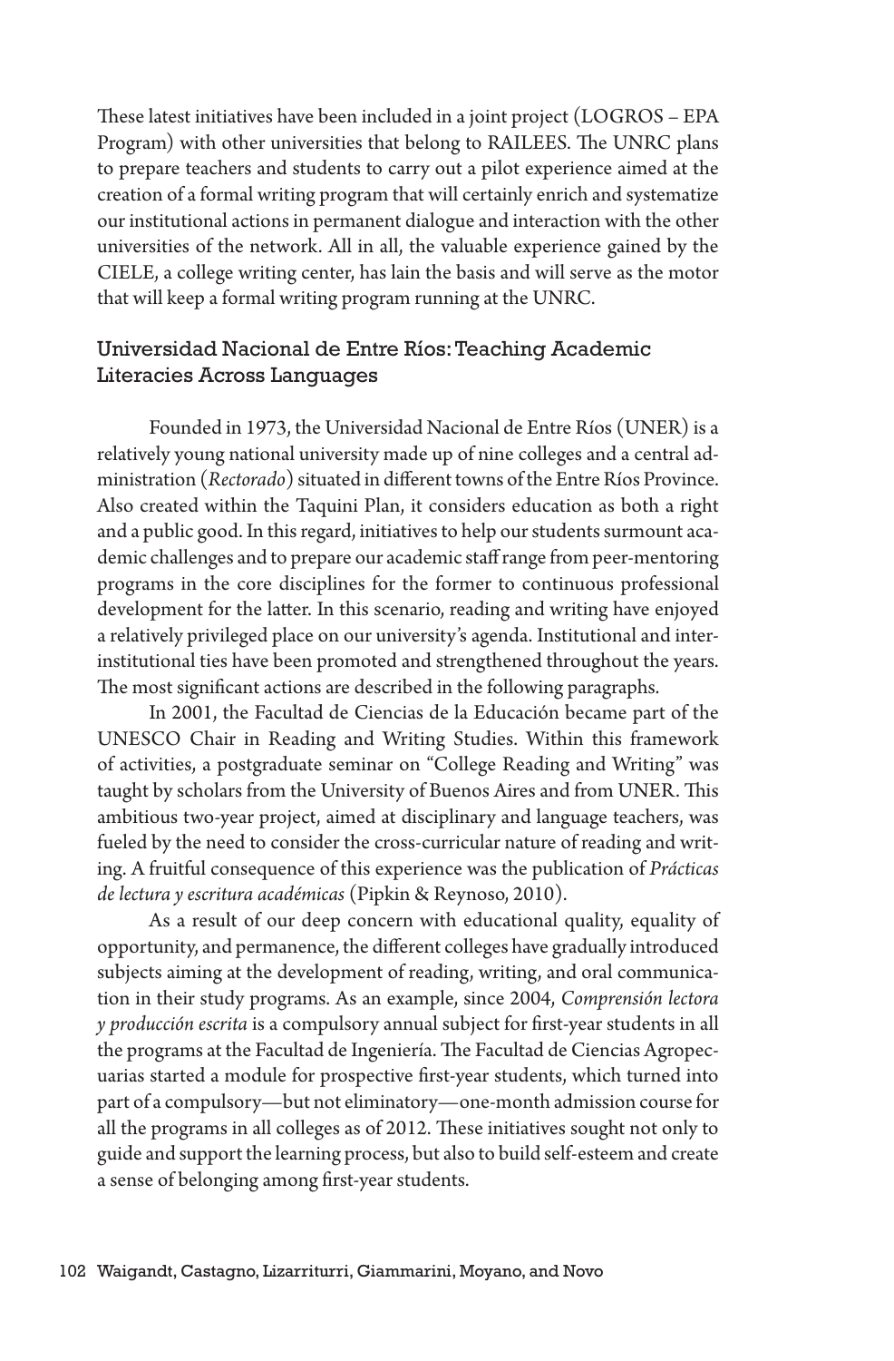These latest initiatives have been included in a joint project (LOGROS – EPA Program) with other universities that belong to RAILEES. The UNRC plans to prepare teachers and students to carry out a pilot experience aimed at the creation of a formal writing program that will certainly enrich and systematize our institutional actions in permanent dialogue and interaction with the other universities of the network. All in all, the valuable experience gained by the CIELE, a college writing center, has lain the basis and will serve as the motor that will keep a formal writing program running at the UNRC.

## Universidad Nacional de Entre Ríos: Teaching Academic Literacies Across Languages

Founded in 1973, the Universidad Nacional de Entre Ríos (UNER) is a relatively young national university made up of nine colleges and a central administration (*Rectorado*) situated in different towns of the Entre Ríos Province. Also created within the Taquini Plan, it considers education as both a right and a public good. In this regard, initiatives to help our students surmount academic challenges and to prepare our academic staff range from peer-mentoring programs in the core disciplines for the former to continuous professional development for the latter. In this scenario, reading and writing have enjoyed a relatively privileged place on our university's agenda. Institutional and inter-institutional ties have been promoted and strengthened throughout the years. The most significant actions are described in the following paragraphs.

In 2001, the Facultad de Ciencias de la Educación became part of the UNESCO Chair in Reading and Writing Studies. Within this framework of activities, a postgraduate seminar on "College Reading and Writing" was taught by scholars from the University of Buenos Aires and from UNER. This ambitious two-year project, aimed at disciplinary and language teachers, was fueled by the need to consider the cross-curricular nature of reading and writing. A fruitful consequence of this experience was the publication of *Prácticas de lectura y escritura académicas* (Pipkin & Reynoso, 2010).

As a result of our deep concern with educational quality, equality of opportunity, and permanence, the different colleges have gradually introduced subjects aiming at the development of reading, writing, and oral communication in their study programs. As an example, since 2004, *Comprensión lectora y producción escrita* is a compulsory annual subject for first-year students in all the programs at the Facultad de Ingeniería. The Facultad de Ciencias Agropecuarias started a module for prospective first-year students, which turned into part of a compulsory—but not eliminatory—one-month admission course for all the programs in all colleges as of 2012. These initiatives sought not only to guide and support the learning process, but also to build self-esteem and create a sense of belonging among first-year students.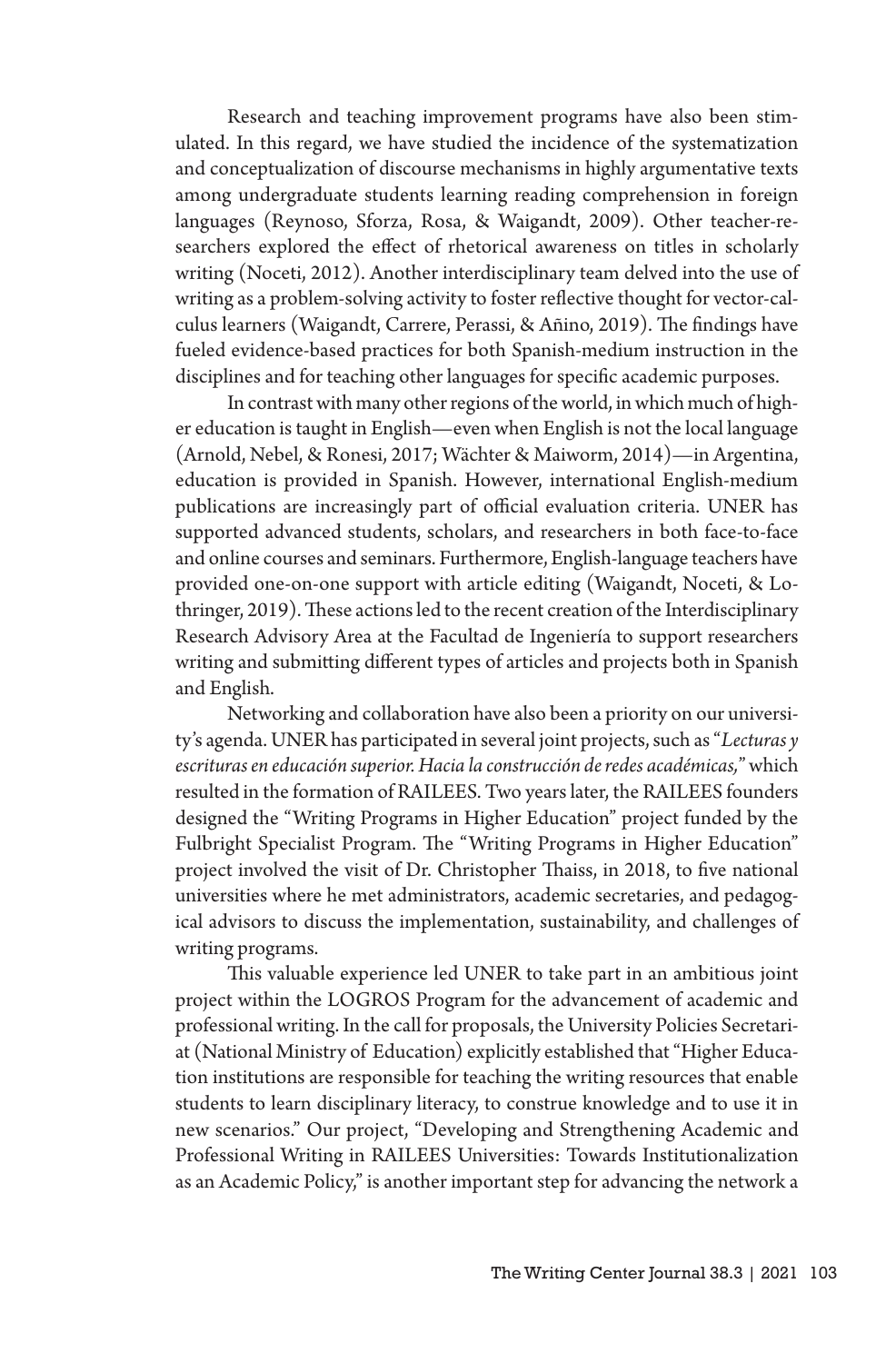Research and teaching improvement programs have also been stimulated. In this regard, we have studied the incidence of the systematization and conceptualization of discourse mechanisms in highly argumentative texts among undergraduate students learning reading comprehension in foreign languages (Reynoso, Sforza, Rosa, & Waigandt, 2009). Other teacher-researchers explored the effect of rhetorical awareness on titles in scholarly writing (Noceti, 2012). Another interdisciplinary team delved into the use of writing as a problem-solving activity to foster reflective thought for vector-calculus learners (Waigandt, Carrere, Perassi, & Añino, 2019). The findings have fueled evidence-based practices for both Spanish-medium instruction in the disciplines and for teaching other languages for specific academic purposes.

In contrast with many other regions of the world, in which much of higher education is taught in English—even when English is not the local language (Arnold, Nebel, & Ronesi, 2017; Wächter & Maiworm, 2014)—in Argentina, education is provided in Spanish. However, international English-medium publications are increasingly part of official evaluation criteria. UNER has supported advanced students, scholars, and researchers in both face-to-face and online courses and seminars. Furthermore, English-language teachers have provided one-on-one support with article editing (Waigandt, Noceti, & Lothringer, 2019). These actions led to the recent creation of the Interdisciplinary Research Advisory Area at the Facultad de Ingeniería to support researchers writing and submitting different types of articles and projects both in Spanish and English.

Networking and collaboration have also been a priority on our university's agenda. UNER has participated in several joint projects, such as "*Lecturas y escrituras en educación superior. Hacia la construcción de redes académicas,*" which resulted in the formation of RAILEES. Two years later, the RAILEES founders designed the "Writing Programs in Higher Education" project funded by the Fulbright Specialist Program. The "Writing Programs in Higher Education" project involved the visit of Dr. Christopher Thaiss, in 2018, to five national universities where he met administrators, academic secretaries, and pedagogical advisors to discuss the implementation, sustainability, and challenges of writing programs.

This valuable experience led UNER to take part in an ambitious joint project within the LOGROS Program for the advancement of academic and professional writing. In the call for proposals, the University Policies Secretariat (National Ministry of Education) explicitly established that "Higher Education institutions are responsible for teaching the writing resources that enable students to learn disciplinary literacy, to construe knowledge and to use it in new scenarios." Our project, "Developing and Strengthening Academic and Professional Writing in RAILEES Universities: Towards Institutionalization as an Academic Policy," is another important step for advancing the network a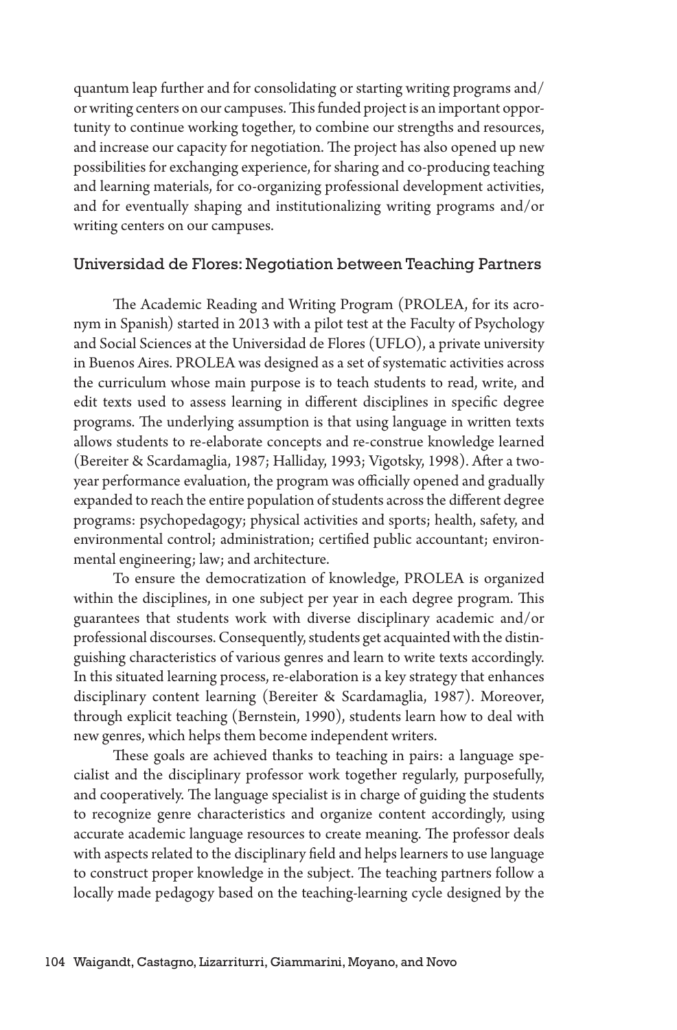quantum leap further and for consolidating or starting writing programs and/or writing centers on our campuses. This funded project is an important opportunity to continue working together, to combine our strengths and resources, and increase our capacity for negotiation. The project has also opened up new possibilities for exchanging experience, for sharing and co-producing teaching and learning materials, for co-organizing professional development activities, and for eventually shaping and institutionalizing writing programs and/or writing centers on our campuses.

## Universidad de Flores: Negotiation between Teaching Partners

The Academic Reading and Writing Program (PROLEA, for its acronym in Spanish) started in 2013 with a pilot test at the Faculty of Psychology and Social Sciences at the Universidad de Flores (UFLO), a private university in Buenos Aires. PROLEA was designed as a set of systematic activities across the curriculum whose main purpose is to teach students to read, write, and edit texts used to assess learning in different disciplines in specific degree programs. The underlying assumption is that using language in written texts allows students to re-elaborate concepts and re-construe knowledge learned (Bereiter & Scardamaglia, 1987; Halliday, 1993; Vigotsky, 1998). After a two-year performance evaluation, the program was officially opened and gradually expanded to reach the entire population of students across the different degree programs: psychopedagogy; physical activities and sports; health, safety, and environmental control; administration; certified public accountant; environmental engineering; law; and architecture.

To ensure the democratization of knowledge, PROLEA is organized within the disciplines, in one subject per year in each degree program. This guarantees that students work with diverse disciplinary academic and/or professional discourses. Consequently, students get acquainted with the distinguishing characteristics of various genres and learn to write texts accordingly. In this situated learning process, re-elaboration is a key strategy that enhances disciplinary content learning (Bereiter & Scardamaglia, 1987). Moreover, through explicit teaching (Bernstein, 1990), students learn how to deal with new genres, which helps them become independent writers.

These goals are achieved thanks to teaching in pairs: a language specialist and the disciplinary professor work together regularly, purposefully, and cooperatively. The language specialist is in charge of guiding the students to recognize genre characteristics and organize content accordingly, using accurate academic language resources to create meaning. The professor deals with aspects related to the disciplinary field and helps learners to use language to construct proper knowledge in the subject. The teaching partners follow a locally made pedagogy based on the teaching-learning cycle designed by the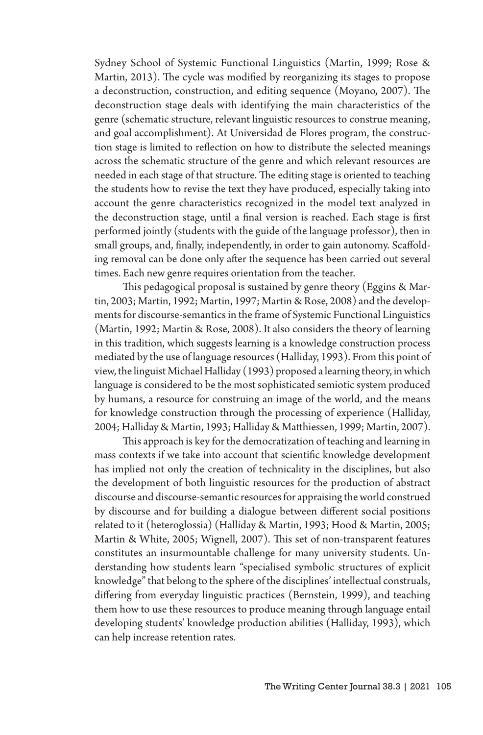Sydney School of Systemic Functional Linguistics (Martin, 1999; Rose & Martin, 2013). The cycle was modified by reorganizing its stages to propose a deconstruction, construction, and editing sequence (Moyano, 2007). The deconstruction stage deals with identifying the main characteristics of the genre (schematic structure, relevant linguistic resources to construe meaning, and goal accomplishment). At Universidad de Flores program, the construction stage is limited to reflection on how to distribute the selected meanings across the schematic structure of the genre and which relevant resources are needed in each stage of that structure. The editing stage is oriented to teaching the students how to revise the text they have produced, especially taking into account the genre characteristics recognized in the model text analyzed in the deconstruction stage, until a final version is reached. Each stage is first performed jointly (students with the guide of the language professor), then in small groups, and, finally, independently, in order to gain autonomy. Scaffolding removal can be done only after the sequence has been carried out several times. Each new genre requires orientation from the teacher.

This pedagogical proposal is sustained by genre theory (Eggins & Martin, 2003; Martin, 1992; Martin, 1997; Martin & Rose, 2008) and the developments for discourse-semantics in the frame of Systemic Functional Linguistics (Martin, 1992; Martin & Rose, 2008). It also considers the theory of learning in this tradition, which suggests learning is a knowledge construction process mediated by the use of language resources (Halliday, 1993). From this point of view, the linguist Michael Halliday (1993) proposed a learning theory, in which language is considered to be the most sophisticated semiotic system produced by humans, a resource for construing an image of the world, and the means for knowledge construction through the processing of experience (Halliday, 2004; Halliday & Martin, 1993; Halliday & Matthiessen, 1999; Martin, 2007).

This approach is key for the democratization of teaching and learning in mass contexts if we take into account that scientific knowledge development has implied not only the creation of technicality in the disciplines, but also the development of both linguistic resources for the production of abstract discourse and discourse-semantic resources for appraising the world construed by discourse and for building a dialogue between different social positions related to it (heteroglossia) (Halliday & Martin, 1993; Hood & Martin, 2005; Martin & White, 2005; Wignell, 2007). This set of non-transparent features constitutes an insurmountable challenge for many university students. Understanding how students learn "specialised symbolic structures of explicit knowledge" that belong to the sphere of the disciplines' intellectual construals, differing from everyday linguistic practices (Bernstein, 1999), and teaching them how to use these resources to produce meaning through language entail developing students' knowledge production abilities (Halliday, 1993), which can help increase retention rates.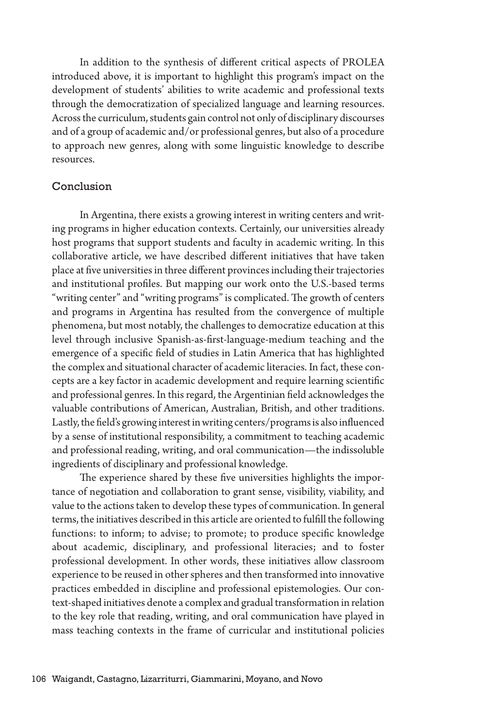In addition to the synthesis of different critical aspects of PROLEA introduced above, it is important to highlight this program's impact on the development of students' abilities to write academic and professional texts through the democratization of specialized language and learning resources. Across the curriculum, students gain control not only of disciplinary discourses and of a group of academic and/or professional genres, but also of a procedure to approach new genres, along with some linguistic knowledge to describe resources.

## Conclusion

In Argentina, there exists a growing interest in writing centers and writing programs in higher education contexts. Certainly, our universities already host programs that support students and faculty in academic writing. In this collaborative article, we have described different initiatives that have taken place at five universities in three different provinces including their trajectories and institutional profiles. But mapping our work onto the U.S.-based terms "writing center" and "writing programs" is complicated. The growth of centers and programs in Argentina has resulted from the convergence of multiple phenomena, but most notably, the challenges to democratize education at this level through inclusive Spanish-as-first-language-medium teaching and the emergence of a specific field of studies in Latin America that has highlighted the complex and situational character of academic literacies. In fact, these concepts are a key factor in academic development and require learning scientific and professional genres. In this regard, the Argentinian field acknowledges the valuable contributions of American, Australian, British, and other traditions. Lastly, the field's growing interest in writing centers/programs is also influenced by a sense of institutional responsibility, a commitment to teaching academic and professional reading, writing, and oral communication—the indissoluble ingredients of disciplinary and professional knowledge.

The experience shared by these five universities highlights the importance of negotiation and collaboration to grant sense, visibility, viability, and value to the actions taken to develop these types of communication. In general terms, the initiatives described in this article are oriented to fulfill the following functions: to inform; to advise; to promote; to produce specific knowledge about academic, disciplinary, and professional literacies; and to foster professional development. In other words, these initiatives allow classroom experience to be reused in other spheres and then transformed into innovative practices embedded in discipline and professional epistemologies. Our context-shaped initiatives denote a complex and gradual transformation in relation to the key role that reading, writing, and oral communication have played in mass teaching contexts in the frame of curricular and institutional policies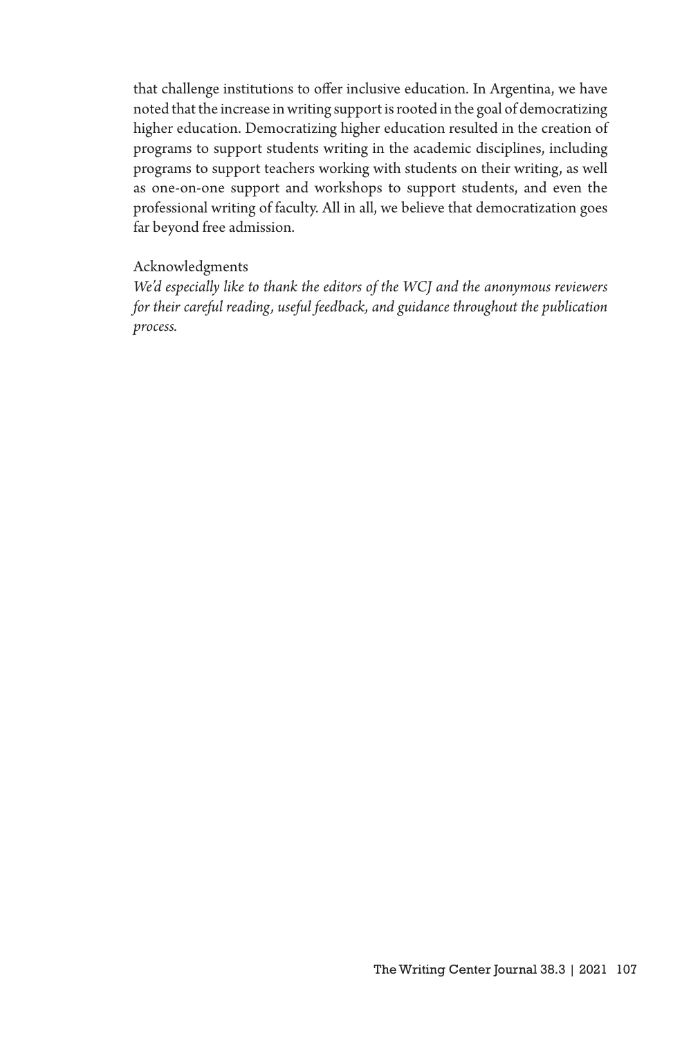that challenge institutions to offer inclusive education. In Argentina, we have noted that the increase in writing support is rooted in the goal of democratizing higher education. Democratizing higher education resulted in the creation of programs to support students writing in the academic disciplines, including programs to support teachers working with students on their writing, as well as one-on-one support and workshops to support students, and even the professional writing of faculty. All in all, we believe that democratization goes far beyond free admission.

## Acknowledgments

*We'd especially like to thank the editors of the WCJ and the anonymous reviewers for their careful reading, useful feedback, and guidance throughout the publication process.*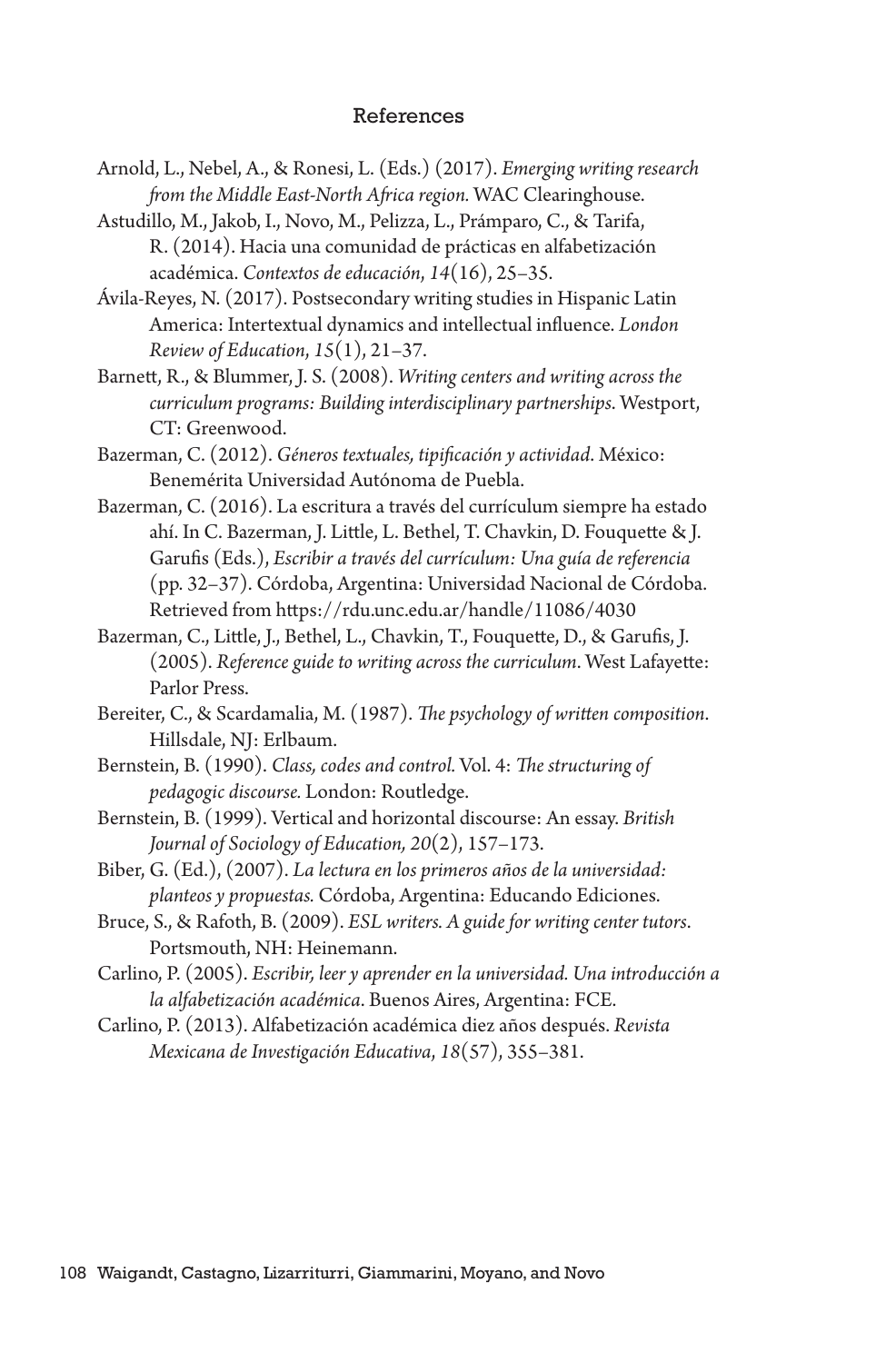## References

Arnold, L., Nebel, A., & Ronesi, L. (Eds.) (2017). *Emerging writing research from the Middle East-North Africa region.* WAC Clearinghouse.

Astudillo, M., Jakob, I., Novo, M., Pelizza, L., Prámparo, C., & Tarifa, R. (2014). Hacia una comunidad de prácticas en alfabetización académica. *Contextos de educación*, *14*(16), 25–35.

Ávila-Reyes, N. (2017). Postsecondary writing studies in Hispanic Latin America: Intertextual dynamics and intellectual influence. *London Review of Education*, *15*(1), 21–37.

Barnett, R., & Blummer, J. S. (2008). *Writing centers and writing across the curriculum programs: Building interdisciplinary partnerships*. Westport, CT: Greenwood.

Bazerman, C. (2012). *Géneros textuales, tipificación y actividad*. México: Benemérita Universidad Autónoma de Puebla.

Bazerman, C. (2016). La escritura a través del currículum siempre ha estado ahí. In C. Bazerman, J. Little, L. Bethel, T. Chavkin, D. Fouquette & J. Garufis (Eds.), *Escribir a través del currículum: Una guía de referencia* (pp. 32–37). Córdoba, Argentina: Universidad Nacional de Córdoba. Retrieved from https://rdu.unc.edu.ar/handle/11086/4030

Bazerman, C., Little, J., Bethel, L., Chavkin, T., Fouquette, D., & Garufis, J. (2005). *Reference guide to writing across the curriculum*. West Lafayette: Parlor Press.

Bereiter, C., & Scardamalia, M. (1987). *The psychology of written composition*. Hillsdale, NJ: Erlbaum.

Bernstein, B. (1990). *Class, codes and control.* Vol. 4: *The structuring of pedagogic discourse.* London: Routledge.

Bernstein, B. (1999). Vertical and horizontal discourse: An essay. *British Journal of Sociology of Education, 20*(2), 157–173.

Biber, G. (Ed.), (2007). *La lectura en los primeros años de la universidad: planteos y propuestas.* Córdoba, Argentina: Educando Ediciones.

Bruce, S., & Rafoth, B. (2009). *ESL writers. A guide for writing center tutors*. Portsmouth, NH: Heinemann.

Carlino, P. (2005). *Escribir, leer y aprender en la universidad. Una introducción a la alfabetización académica*. Buenos Aires, Argentina: FCE.

Carlino, P. (2013). Alfabetización académica diez años después. *Revista Mexicana de Investigación Educativa*, *18*(57), 355–381.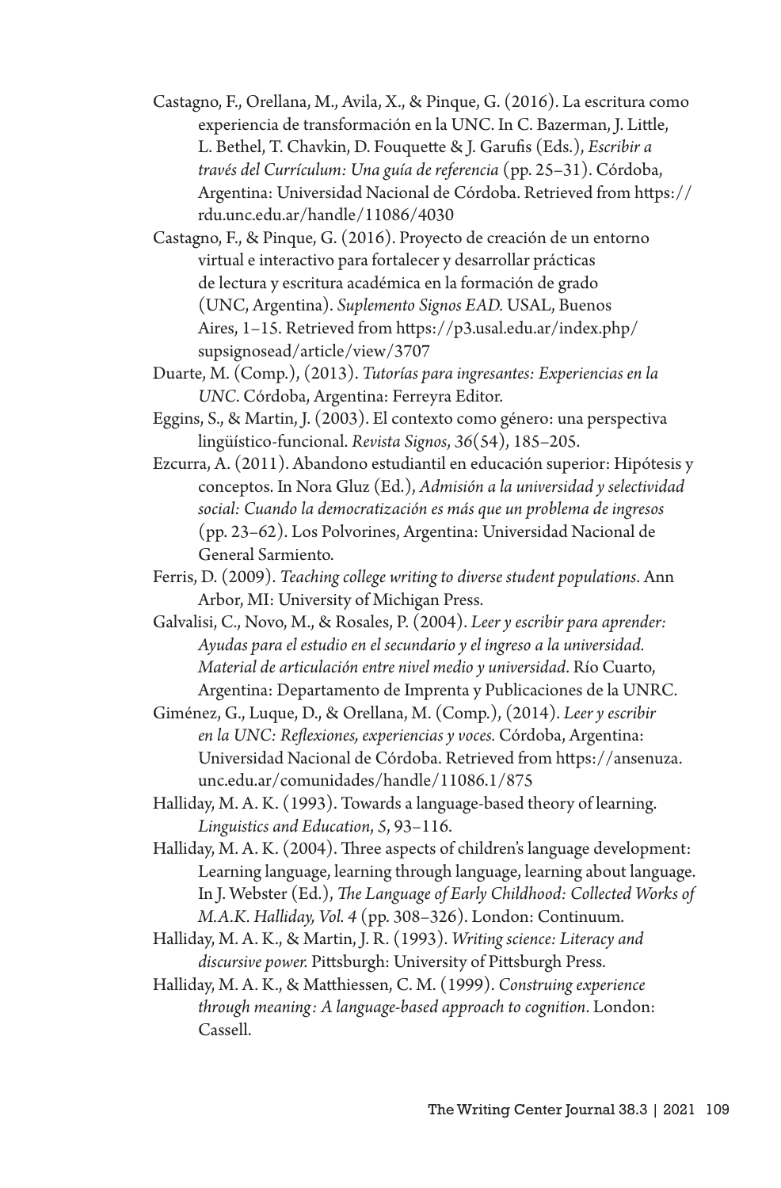Castagno, F., Orellana, M., Avila, X., & Pinque, G. (2016). La escritura como experiencia de transformación en la UNC. In C. Bazerman, J. Little, L. Bethel, T. Chavkin, D. Fouquette & J. Garufis (Eds.), *Escribir a través del Currículum: Una guía de referencia* (pp. 25–31). Córdoba, Argentina: Universidad Nacional de Córdoba. Retrieved from https://rdu.unc.edu.ar/handle/11086/4030

Castagno, F., & Pinque, G. (2016). Proyecto de creación de un entorno virtual e interactivo para fortalecer y desarrollar prácticas de lectura y escritura académica en la formación de grado (UNC, Argentina). *Suplemento Signos EAD.* USAL, Buenos Aires, 1–15. Retrieved from https://p3.usal.edu.ar/index.php/supsignosead/article/view/3707

Duarte, M. (Comp.), (2013). *Tutorías para ingresantes: Experiencias en la UNC*. Córdoba, Argentina: Ferreyra Editor.

Eggins, S., & Martin, J. (2003). El contexto como género: una perspectiva lingüístico-funcional. *Revista Signos*, *36*(54), 185–205.

Ezcurra, A. (2011). Abandono estudiantil en educación superior: Hipótesis y conceptos. In Nora Gluz (Ed.), *Admisión a la universidad y selectividad social: Cuando la democratización es más que un problema de ingresos* (pp. 23–62). Los Polvorines, Argentina: Universidad Nacional de General Sarmiento.

Ferris, D. (2009). *Teaching college writing to diverse student populations*. Ann Arbor, MI: University of Michigan Press.

Galvalisi, C., Novo, M., & Rosales, P. (2004). *Leer y escribir para aprender: Ayudas para el estudio en el secundario y el ingreso a la universidad. Material de articulación entre nivel medio y universidad*. Río Cuarto, Argentina: Departamento de Imprenta y Publicaciones de la UNRC.

Giménez, G., Luque, D., & Orellana, M. (Comp.), (2014). *Leer y escribir en la UNC: Reflexiones, experiencias y voces.* Córdoba, Argentina: Universidad Nacional de Córdoba. Retrieved from https://ansenuza.unc.edu.ar/comunidades/handle/11086.1/875

Halliday, M. A. K. (1993). Towards a language-based theory of learning. *Linguistics and Education*, *5*, 93–116.

Halliday, M. A. K. (2004). Three aspects of children's language development: Learning language, learning through language, learning about language. In J. Webster (Ed.), *The Language of Early Childhood: Collected Works of M.A.K. Halliday, Vol. 4* (pp. 308–326). London: Continuum.

Halliday, M. A. K., & Martin, J. R. (1993). *Writing science: Literacy and discursive power.* Pittsburgh: University of Pittsburgh Press.

Halliday, M. A. K., & Matthiessen, C. M. (1999). *Construing experience through meaning: A language-based approach to cognition*. London: Cassell.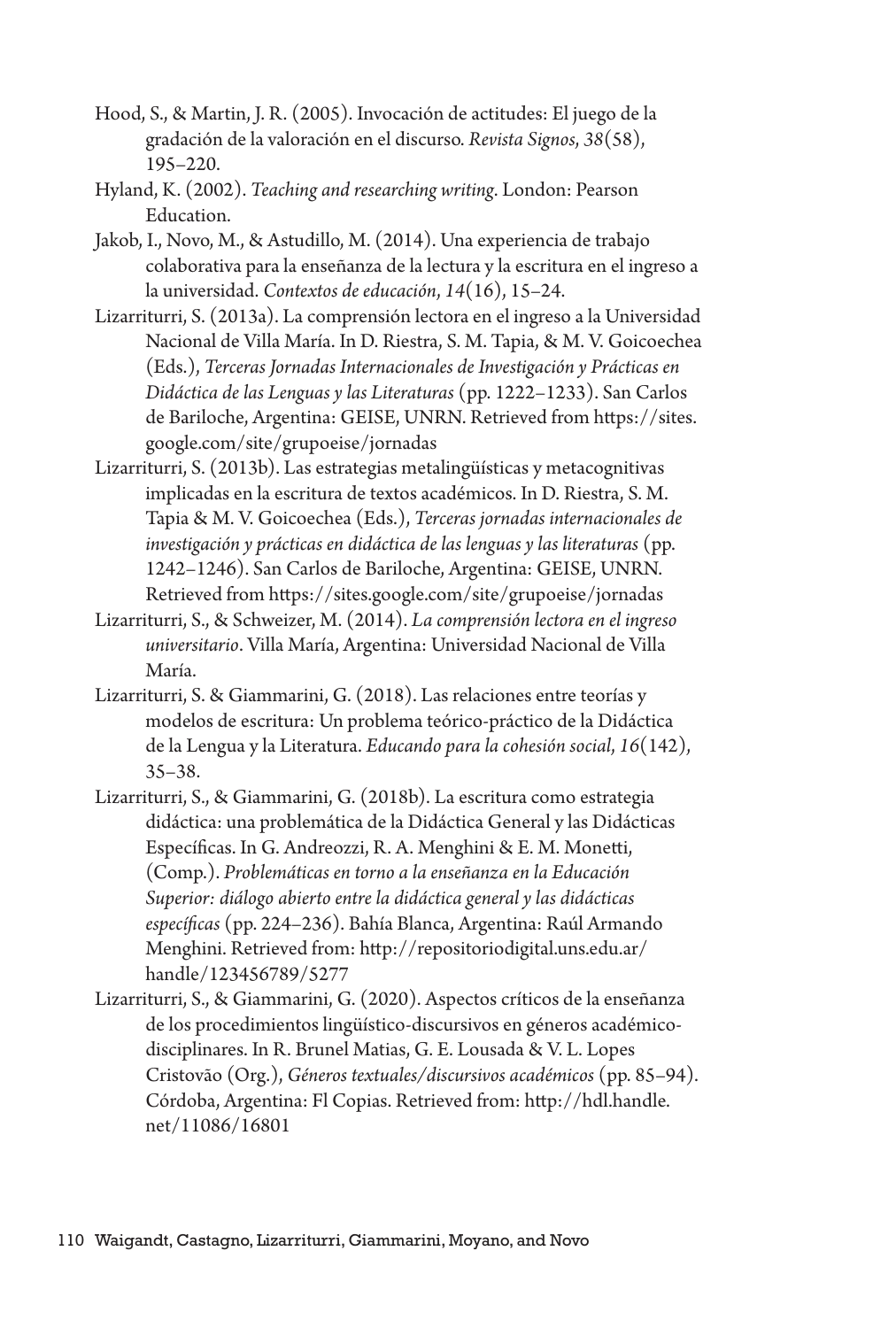Hood, S., & Martin, J. R. (2005). Invocación de actitudes: El juego de la gradación de la valoración en el discurso. *Revista Signos*, *38*(58), 195–220.

Hyland, K. (2002). *Teaching and researching writing*. London: Pearson Education.

Jakob, I., Novo, M., & Astudillo, M. (2014). Una experiencia de trabajo colaborativa para la enseñanza de la lectura y la escritura en el ingreso a la universidad. *Contextos de educación*, *14*(16), 15–24.

Lizarriturri, S. (2013a). La comprensión lectora en el ingreso a la Universidad Nacional de Villa María. In D. Riestra, S. M. Tapia, & M. V. Goicoechea (Eds.), *Terceras Jornadas Internacionales de Investigación y Prácticas en Didáctica de las Lenguas y las Literaturas* (pp. 1222–1233). San Carlos de Bariloche, Argentina: GEISE, UNRN. Retrieved from https://sites.google.com/site/grupoeise/jornadas

Lizarriturri, S. (2013b). Las estrategias metalingüísticas y metacognitivas implicadas en la escritura de textos académicos. In D. Riestra, S. M. Tapia & M. V. Goicoechea (Eds.), *Terceras jornadas internacionales de investigación y prácticas en didáctica de las lenguas y las literaturas* (pp. 1242–1246). San Carlos de Bariloche, Argentina: GEISE, UNRN. Retrieved from https://sites.google.com/site/grupoeise/jornadas

Lizarriturri, S., & Schweizer, M. (2014). *La comprensión lectora en el ingreso universitario*. Villa María, Argentina: Universidad Nacional de Villa María.

Lizarriturri, S. & Giammarini, G. (2018). Las relaciones entre teorías y modelos de escritura: Un problema teórico-práctico de la Didáctica de la Lengua y la Literatura. *Educando para la cohesión social*, *16*(142), 35–38.

Lizarriturri, S., & Giammarini, G. (2018b). La escritura como estrategia didáctica: una problemática de la Didáctica General y las Didácticas Específicas. In G. Andreozzi, R. A. Menghini & E. M. Monetti, (Comp.). *Problemáticas en torno a la enseñanza en la Educación Superior: diálogo abierto entre la didáctica general y las didácticas específicas* (pp. 224–236). Bahía Blanca, Argentina: Raúl Armando Menghini. Retrieved from: http://repositoriodigital.uns.edu.ar/handle/123456789/5277

Lizarriturri, S., & Giammarini, G. (2020). Aspectos críticos de la enseñanza de los procedimientos lingüístico-discursivos en géneros académico-disciplinares. In R. Brunel Matias, G. E. Lousada & V. L. Lopes Cristovão (Org.), *Géneros textuales/discursivos académicos* (pp. 85–94). Córdoba, Argentina: Fl Copias. Retrieved from: http://hdl.handle.net/11086/16801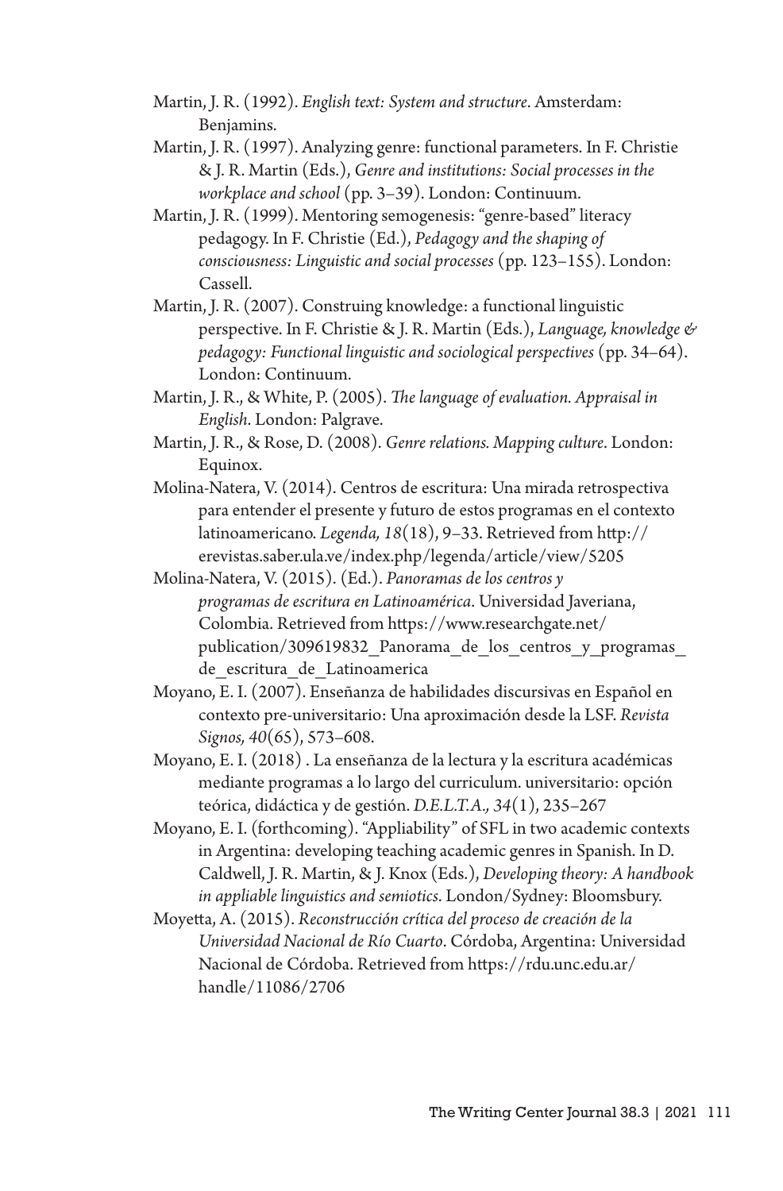Martin, J. R. (1992). *English text: System and structure*. Amsterdam: Benjamins.

Martin, J. R. (1997). Analyzing genre: functional parameters. In F. Christie & J. R. Martin (Eds.), *Genre and institutions: Social processes in the workplace and school* (pp. 3–39). London: Continuum.

Martin, J. R. (1999). Mentoring semogenesis: "genre-based" literacy pedagogy. In F. Christie (Ed.), *Pedagogy and the shaping of consciousness: Linguistic and social processes* (pp. 123–155). London: Cassell.

Martin, J. R. (2007). Construing knowledge: a functional linguistic perspective. In F. Christie & J. R. Martin (Eds.), *Language, knowledge & pedagogy: Functional linguistic and sociological perspectives* (pp. 34–64). London: Continuum.

Martin, J. R., & White, P. (2005). *The language of evaluation. Appraisal in English*. London: Palgrave.

Martin, J. R., & Rose, D. (2008). *Genre relations. Mapping culture*. London: Equinox.

Molina-Natera, V. (2014). Centros de escritura: Una mirada retrospectiva para entender el presente y futuro de estos programas en el contexto latinoamericano. *Legenda, 18*(18), 9–33. Retrieved from http://erevistas.saber.ula.ve/index.php/legenda/article/view/5205

Molina-Natera, V. (2015). (Ed.). *Panoramas de los centros y programas de escritura en Latinoamérica*. Universidad Javeriana, Colombia. Retrieved from https://www.researchgate.net/publication/309619832_Panorama_de_los_centros_y_programas_de_escritura_de_Latinoamerica

Moyano, E. I. (2007). Enseñanza de habilidades discursivas en Español en contexto pre-universitario: Una aproximación desde la LSF. *Revista Signos, 40*(65), 573–608.

Moyano, E. I. (2018) . La enseñanza de la lectura y la escritura académicas mediante programas a lo largo del curriculum. universitario: opción teórica, didáctica y de gestión. *D.E.L.T.A., 34*(1), 235–267

Moyano, E. I. (forthcoming). "Appliability" of SFL in two academic contexts in Argentina: developing teaching academic genres in Spanish. In D. Caldwell, J. R. Martin, & J. Knox (Eds.), *Developing theory: A handbook in appliable linguistics and semiotics*. London/Sydney: Bloomsbury.

Moyetta, A. (2015). *Reconstrucción crítica del proceso de creación de la Universidad Nacional de Río Cuarto*. Córdoba, Argentina: Universidad Nacional de Córdoba. Retrieved from https://rdu.unc.edu.ar/handle/11086/2706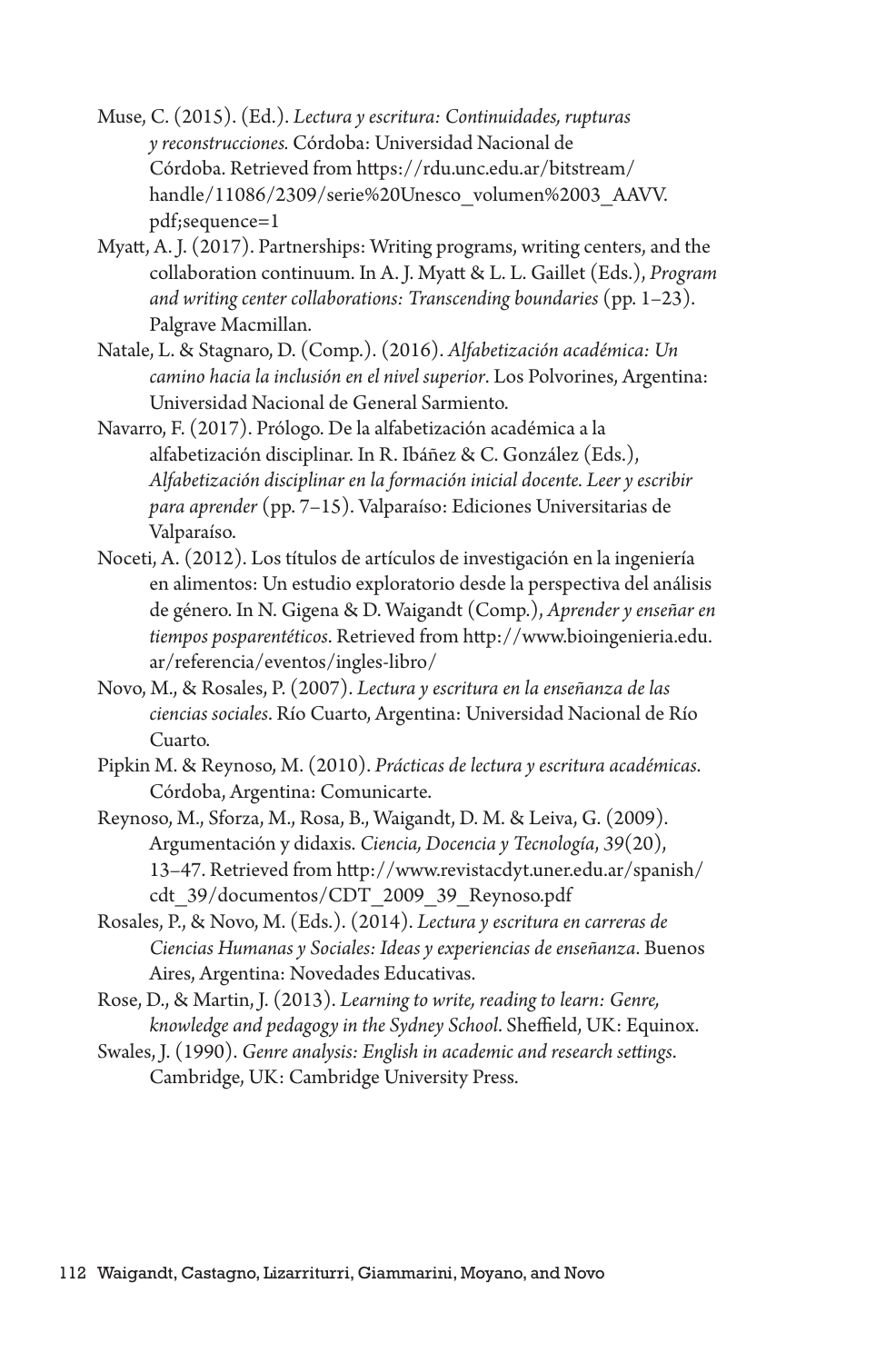Muse, C. (2015). (Ed.). *Lectura y escritura: Continuidades, rupturas y reconstrucciones.* Córdoba: Universidad Nacional de Córdoba. Retrieved from https://rdu.unc.edu.ar/bitstream/handle/11086/2309/serie%20Unesco_volumen%2003_AAVV.pdf;sequence=1

Myatt, A. J. (2017). Partnerships: Writing programs, writing centers, and the collaboration continuum. In A. J. Myatt & L. L. Gaillet (Eds.), *Program and writing center collaborations: Transcending boundaries* (pp. 1–23). Palgrave Macmillan.

Natale, L. & Stagnaro, D. (Comp.). (2016). *Alfabetización académica: Un camino hacia la inclusión en el nivel superior*. Los Polvorines, Argentina: Universidad Nacional de General Sarmiento.

Navarro, F. (2017). Prólogo. De la alfabetización académica a la alfabetización disciplinar. In R. Ibáñez & C. González (Eds.), *Alfabetización disciplinar en la formación inicial docente. Leer y escribir para aprender* (pp. 7–15). Valparaíso: Ediciones Universitarias de Valparaíso.

Noceti, A. (2012). Los títulos de artículos de investigación en la ingeniería en alimentos: Un estudio exploratorio desde la perspectiva del análisis de género. In N. Gigena & D. Waigandt (Comp.), *Aprender y enseñar en tiempos posparentéticos*. Retrieved from http://www.bioingenieria.edu.ar/referencia/eventos/ingles-libro/

Novo, M., & Rosales, P. (2007). *Lectura y escritura en la enseñanza de las ciencias sociales*. Río Cuarto, Argentina: Universidad Nacional de Río Cuarto.

Pipkin M. & Reynoso, M. (2010). *Prácticas de lectura y escritura académicas*. Córdoba, Argentina: Comunicarte.

Reynoso, M., Sforza, M., Rosa, B., Waigandt, D. M. & Leiva, G. (2009). Argumentación y didaxis. *Ciencia, Docencia y Tecnología*, *39*(20), 13–47. Retrieved from http://www.revistacdyt.uner.edu.ar/spanish/cdt_39/documentos/CDT_2009_39_Reynoso.pdf

Rosales, P., & Novo, M. (Eds.). (2014). *Lectura y escritura en carreras de Ciencias Humanas y Sociales: Ideas y experiencias de enseñanza*. Buenos Aires, Argentina: Novedades Educativas.

Rose, D., & Martin, J. (2013). *Learning to write, reading to learn: Genre, knowledge and pedagogy in the Sydney School*. Sheffield, UK: Equinox.

Swales, J. (1990). *Genre analysis: English in academic and research settings*. Cambridge, UK: Cambridge University Press.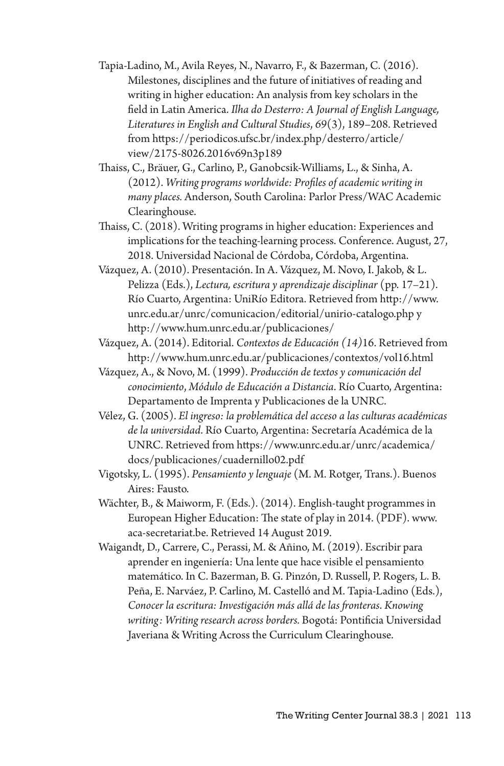Tapia-Ladino, M., Avila Reyes, N., Navarro, F., & Bazerman, C. (2016). Milestones, disciplines and the future of initiatives of reading and writing in higher education: An analysis from key scholars in the field in Latin America. *Ilha do Desterro: A Journal of English Language, Literatures in English and Cultural Studies*, *69*(3), 189–208. Retrieved from https://periodicos.ufsc.br/index.php/desterro/article/view/2175-8026.2016v69n3p189

Thaiss, C., Bräuer, G., Carlino, P., Ganobcsik-Williams, L., & Sinha, A. (2012). *Writing programs worldwide: Profiles of academic writing in many places.* Anderson, South Carolina: Parlor Press/WAC Academic Clearinghouse.

Thaiss, C. (2018). Writing programs in higher education: Experiences and implications for the teaching-learning process. Conference. August, 27, 2018. Universidad Nacional de Córdoba, Córdoba, Argentina.

Vázquez, A. (2010). Presentación. In A. Vázquez, M. Novo, I. Jakob, & L. Pelizza (Eds.), *Lectura, escritura y aprendizaje disciplinar* (pp. 17–21). Río Cuarto, Argentina: UniRío Editora. Retrieved from http://www.unrc.edu.ar/unrc/comunicacion/editorial/unirio-catalogo.php y http://www.hum.unrc.edu.ar/publicaciones/

Vázquez, A. (2014). Editorial. *Contextos de Educación (14)*16. Retrieved from http://www.hum.unrc.edu.ar/publicaciones/contextos/vol16.html

Vázquez, A., & Novo, M. (1999). *Producción de textos y comunicación del conocimiento*, *Módulo de Educación a Distancia*. Río Cuarto, Argentina: Departamento de Imprenta y Publicaciones de la UNRC.

Vélez, G. (2005). *El ingreso: la problemática del acceso a las culturas académicas de la universidad*. Río Cuarto, Argentina: Secretaría Académica de la UNRC. Retrieved from https://www.unrc.edu.ar/unrc/academica/docs/publicaciones/cuadernillo02.pdf

Vigotsky, L. (1995). *Pensamiento y lenguaje* (M. M. Rotger, Trans.). Buenos Aires: Fausto.

Wächter, B., & Maiworm, F. (Eds.). (2014). English-taught programmes in European Higher Education: The state of play in 2014. (PDF). www.aca-secretariat.be. Retrieved 14 August 2019.

Waigandt, D., Carrere, C., Perassi, M. & Añino, M. (2019). Escribir para aprender en ingeniería: Una lente que hace visible el pensamiento matemático. In C. Bazerman, B. G. Pinzón, D. Russell, P. Rogers, L. B. Peña, E. Narváez, P. Carlino, M. Castelló and M. Tapia-Ladino (Eds.), *Conocer la escritura: Investigación más allá de las fronteras*. *Knowing writing: Writing research across borders.* Bogotá: Pontificia Universidad Javeriana & Writing Across the Curriculum Clearinghouse.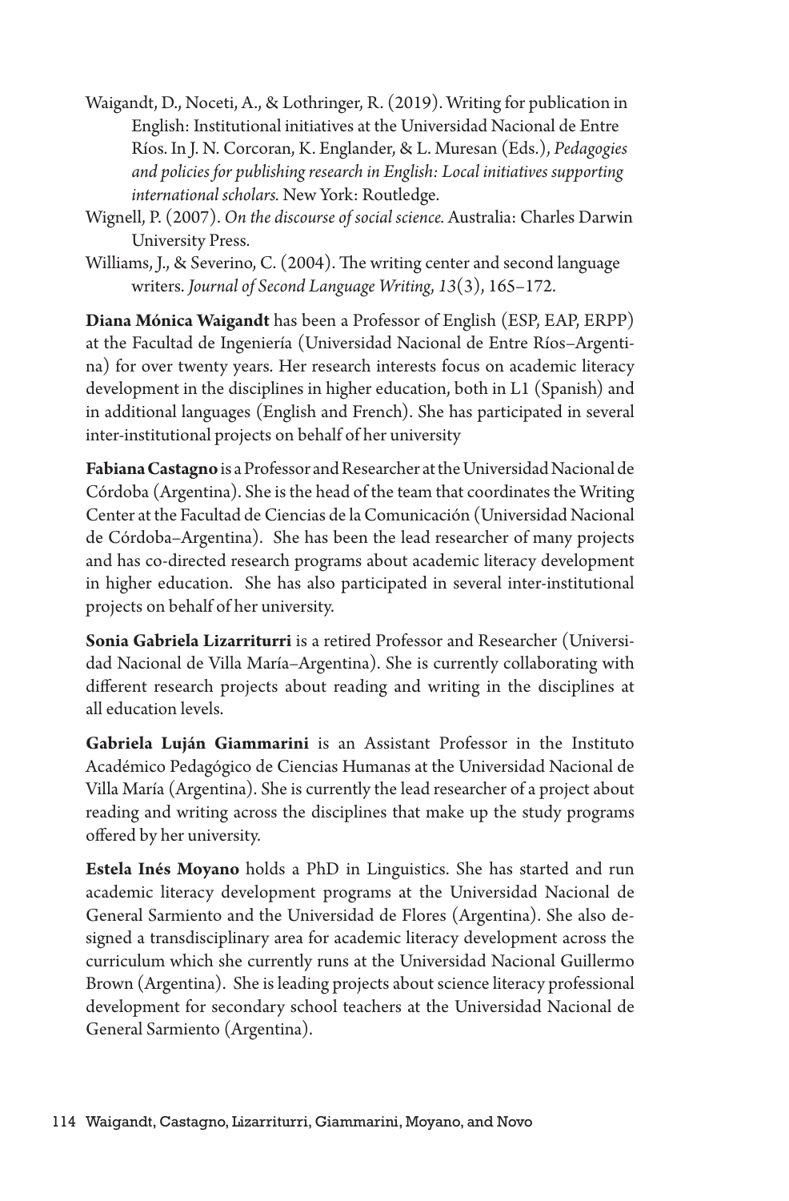Waigandt, D., Noceti, A., & Lothringer, R. (2019). Writing for publication in English: Institutional initiatives at the Universidad Nacional de Entre Ríos. In J. N. Corcoran, K. Englander, & L. Muresan (Eds.), *Pedagogies and policies for publishing research in English: Local initiatives supporting international scholars.* New York: Routledge.

Wignell, P. (2007). *On the discourse of social science.* Australia: Charles Darwin University Press.

Williams, J., & Severino, C. (2004). The writing center and second language writers. *Journal of Second Language Writing, 13*(3), 165–172.

**Diana Mónica Waigandt** has been a Professor of English (ESP, EAP, ERPP) at the Facultad de Ingeniería (Universidad Nacional de Entre Ríos–Argentina) for over twenty years. Her research interests focus on academic literacy development in the disciplines in higher education, both in L1 (Spanish) and in additional languages (English and French). She has participated in several inter-institutional projects on behalf of her university

**Fabiana Castagno** is a Professor and Researcher at the Universidad Nacional de Córdoba (Argentina). She is the head of the team that coordinates the Writing Center at the Facultad de Ciencias de la Comunicación (Universidad Nacional de Córdoba–Argentina). She has been the lead researcher of many projects and has co-directed research programs about academic literacy development in higher education. She has also participated in several inter-institutional projects on behalf of her university.

**Sonia Gabriela Lizarriturri** is a retired Professor and Researcher (Universidad Nacional de Villa María–Argentina). She is currently collaborating with different research projects about reading and writing in the disciplines at all education levels.

**Gabriela Luján Giammarini** is an Assistant Professor in the Instituto Académico Pedagógico de Ciencias Humanas at the Universidad Nacional de Villa María (Argentina). She is currently the lead researcher of a project about reading and writing across the disciplines that make up the study programs offered by her university.

**Estela Inés Moyano** holds a PhD in Linguistics. She has started and run academic literacy development programs at the Universidad Nacional de General Sarmiento and the Universidad de Flores (Argentina). She also designed a transdisciplinary area for academic literacy development across the curriculum which she currently runs at the Universidad Nacional Guillermo Brown (Argentina). She is leading projects about science literacy professional development for secondary school teachers at the Universidad Nacional de General Sarmiento (Argentina).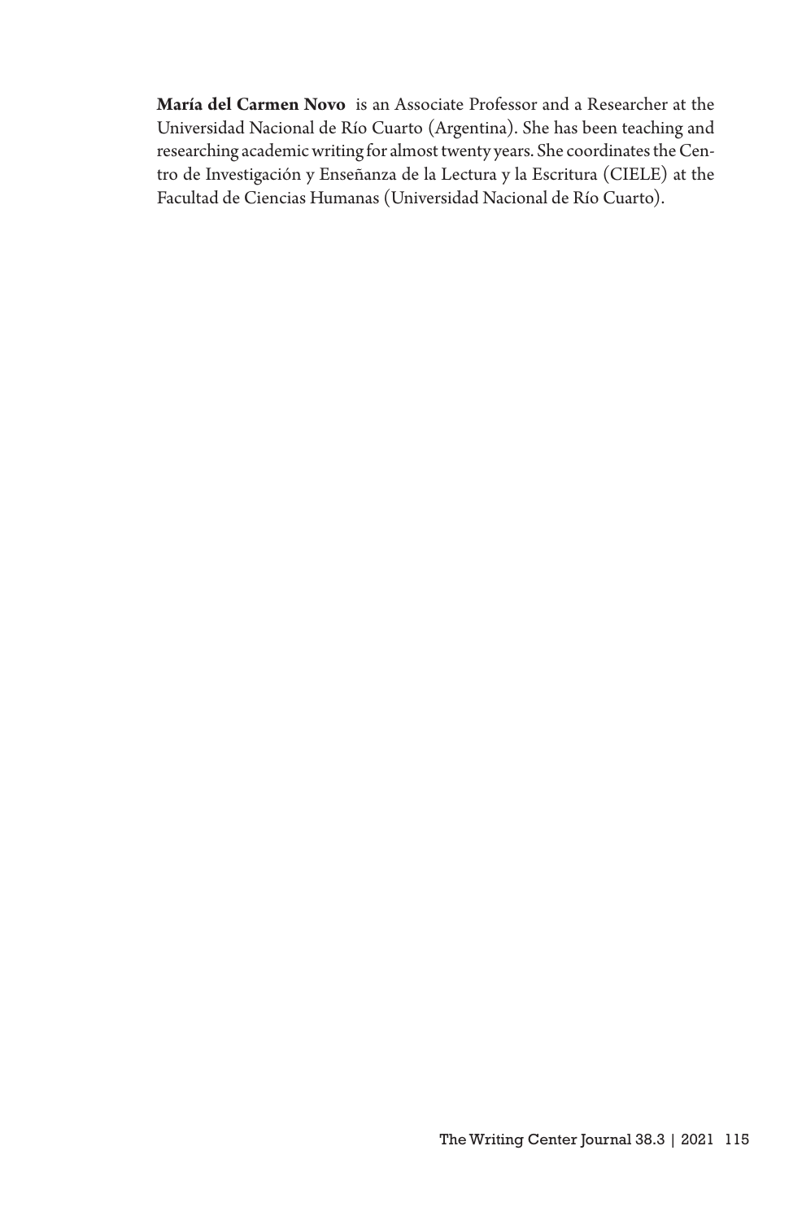**María del Carmen Novo** is an Associate Professor and a Researcher at the Universidad Nacional de Río Cuarto (Argentina). She has been teaching and researching academic writing for almost twenty years. She coordinates the Centro de Investigación y Enseñanza de la Lectura y la Escritura (CIELE) at the Facultad de Ciencias Humanas (Universidad Nacional de Río Cuarto).